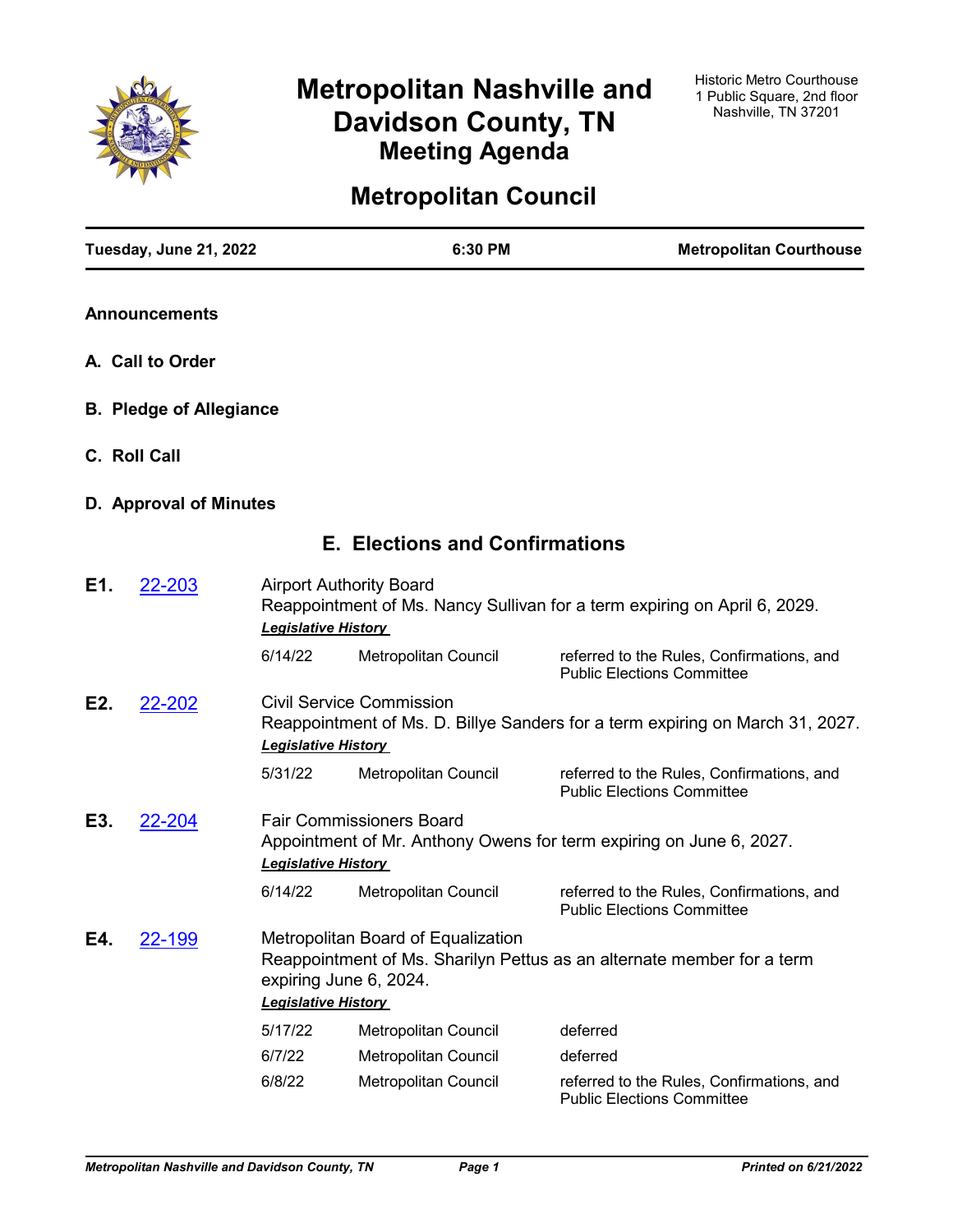# Metropolitan Nashville and Davidson County, TN

## Meeting Agenda

Historic Metro Courthouse
1 Public Square, 2nd floor
Nashville, TN 37201

# Metropolitan Council

| Tuesday, June 21, 2022 | 6:30 PM | Metropolitan Courthouse |
|---|---|---|

**Announcements**

**A. Call to Order**

**B. Pledge of Allegiance**

**C. Roll Call**

**D. Approval of Minutes**

## E. Elections and Confirmations

**E1.** 22-203

Airport Authority Board
Reappointment of Ms. Nancy Sullivan for a term expiring on April 6, 2029.

***Legislative History***

| | | |
|---|---|---|
| 6/14/22 | Metropolitan Council | referred to the Rules, Confirmations, and Public Elections Committee |

**E2.** 22-202

Civil Service Commission
Reappointment of Ms. D. Billye Sanders for a term expiring on March 31, 2027.

***Legislative History***

| | | |
|---|---|---|
| 5/31/22 | Metropolitan Council | referred to the Rules, Confirmations, and Public Elections Committee |

**E3.** 22-204

Fair Commissioners Board
Appointment of Mr. Anthony Owens for term expiring on June 6, 2027.

***Legislative History***

| | | |
|---|---|---|
| 6/14/22 | Metropolitan Council | referred to the Rules, Confirmations, and Public Elections Committee |

**E4.** 22-199

Metropolitan Board of Equalization
Reappointment of Ms. Sharilyn Pettus as an alternate member for a term expiring June 6, 2024.

***Legislative History***

| | | |
|---|---|---|
| 5/17/22 | Metropolitan Council | deferred |
| 6/7/22 | Metropolitan Council | deferred |
| 6/8/22 | Metropolitan Council | referred to the Rules, Confirmations, and Public Elections Committee |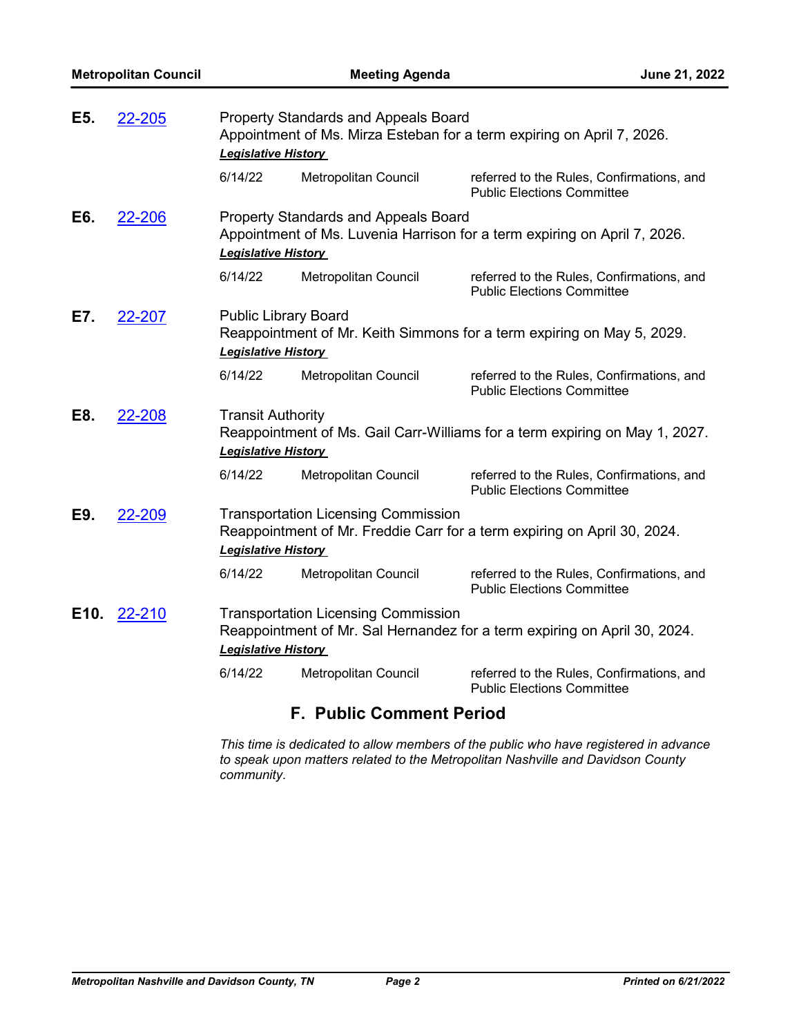**E5.** 22-205

Property Standards and Appeals Board
Appointment of Ms. Mirza Esteban for a term expiring on April 7, 2026.

***Legislative History***

| | | |
|---|---|---|
| 6/14/22 | Metropolitan Council | referred to the Rules, Confirmations, and Public Elections Committee |

**E6.** 22-206

Property Standards and Appeals Board
Appointment of Ms. Luvenia Harrison for a term expiring on April 7, 2026.

***Legislative History***

| | | |
|---|---|---|
| 6/14/22 | Metropolitan Council | referred to the Rules, Confirmations, and Public Elections Committee |

**E7.** 22-207

Public Library Board
Reappointment of Mr. Keith Simmons for a term expiring on May 5, 2029.

***Legislative History***

| | | |
|---|---|---|
| 6/14/22 | Metropolitan Council | referred to the Rules, Confirmations, and Public Elections Committee |

**E8.** 22-208

Transit Authority
Reappointment of Ms. Gail Carr-Williams for a term expiring on May 1, 2027.

***Legislative History***

| | | |
|---|---|---|
| 6/14/22 | Metropolitan Council | referred to the Rules, Confirmations, and Public Elections Committee |

**E9.** 22-209

Transportation Licensing Commission
Reappointment of Mr. Freddie Carr for a term expiring on April 30, 2024.

***Legislative History***

| | | |
|---|---|---|
| 6/14/22 | Metropolitan Council | referred to the Rules, Confirmations, and Public Elections Committee |

**E10.** 22-210

Transportation Licensing Commission
Reappointment of Mr. Sal Hernandez for a term expiring on April 30, 2024.

***Legislative History***

| | | |
|---|---|---|
| 6/14/22 | Metropolitan Council | referred to the Rules, Confirmations, and Public Elections Committee |

## F. Public Comment Period

*This time is dedicated to allow members of the public who have registered in advance to speak upon matters related to the Metropolitan Nashville and Davidson County community.*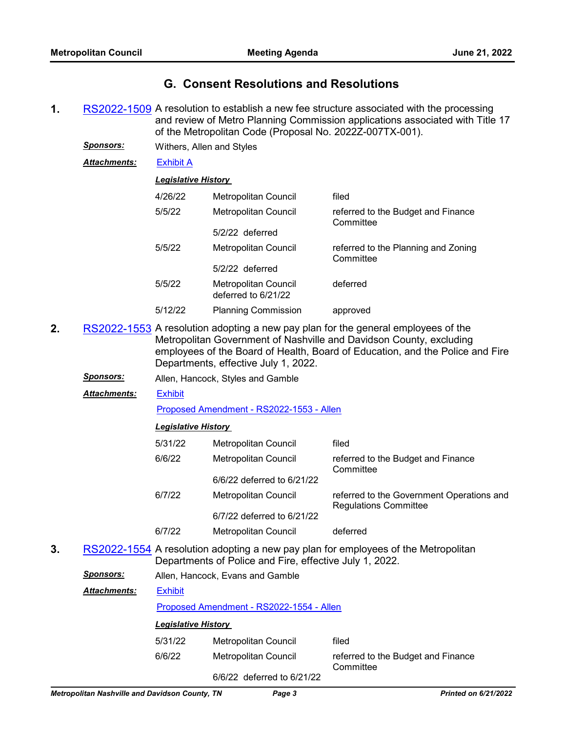## G. Consent Resolutions and Resolutions

**1.** RS2022-1509 A resolution to establish a new fee structure associated with the processing and review of Metro Planning Commission applications associated with Title 17 of the Metropolitan Code (Proposal No. 2022Z-007TX-001).

***Sponsors:*** Withers, Allen and Styles

***Attachments:*** Exhibit A

***Legislative History***

| | | |
|---|---|---|
| 4/26/22 | Metropolitan Council | filed |
| 5/5/22 | Metropolitan Council<br>5/2/22 deferred | referred to the Budget and Finance Committee |
| 5/5/22 | Metropolitan Council<br>5/2/22 deferred | referred to the Planning and Zoning Committee |
| 5/5/22 | Metropolitan Council deferred to 6/21/22 | deferred |
| 5/12/22 | Planning Commission | approved |

**2.** RS2022-1553 A resolution adopting a new pay plan for the general employees of the Metropolitan Government of Nashville and Davidson County, excluding employees of the Board of Health, Board of Education, and the Police and Fire Departments, effective July 1, 2022.

***Sponsors:*** Allen, Hancock, Styles and Gamble

***Attachments:*** Exhibit

Proposed Amendment - RS2022-1553 - Allen

***Legislative History***

| | | |
|---|---|---|
| 5/31/22 | Metropolitan Council | filed |
| 6/6/22 | Metropolitan Council<br>6/6/22 deferred to 6/21/22 | referred to the Budget and Finance Committee |
| 6/7/22 | Metropolitan Council<br>6/7/22 deferred to 6/21/22 | referred to the Government Operations and Regulations Committee |
| 6/7/22 | Metropolitan Council | deferred |

**3.** RS2022-1554 A resolution adopting a new pay plan for employees of the Metropolitan Departments of Police and Fire, effective July 1, 2022.

***Sponsors:*** Allen, Hancock, Evans and Gamble

***Attachments:*** Exhibit

Proposed Amendment - RS2022-1554 - Allen

***Legislative History***

| | | |
|---|---|---|
| 5/31/22 | Metropolitan Council | filed |
| 6/6/22 | Metropolitan Council<br>6/6/22 deferred to 6/21/22 | referred to the Budget and Finance Committee |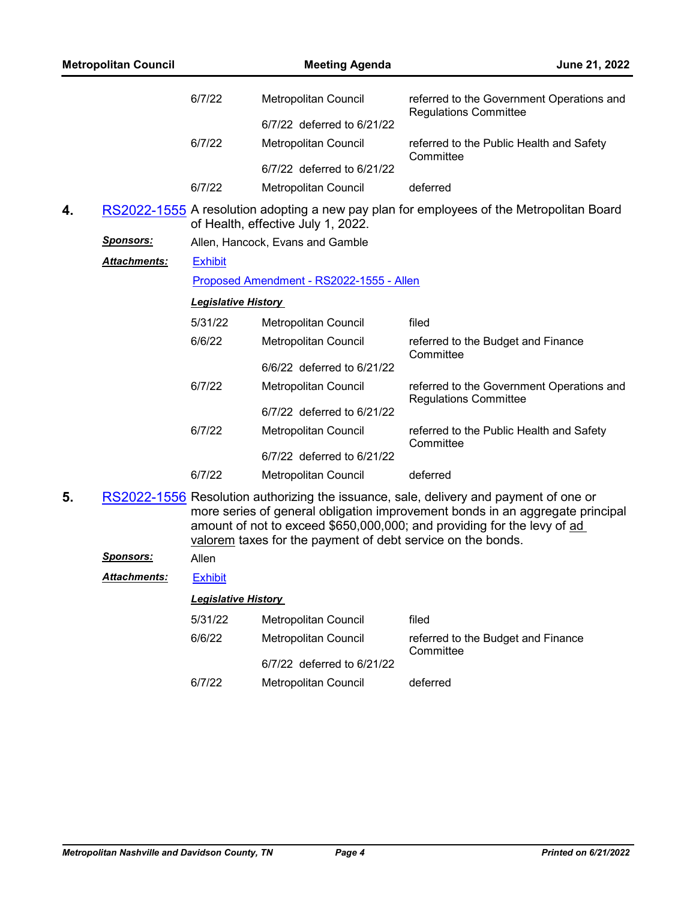| | | |
|---|---|---|
| 6/7/22 | Metropolitan Council | referred to the Government Operations and Regulations Committee |
| | 6/7/22 deferred to 6/21/22 | |
| 6/7/22 | Metropolitan Council | referred to the Public Health and Safety Committee |
| | 6/7/22 deferred to 6/21/22 | |
| 6/7/22 | Metropolitan Council | deferred |

**4.** RS2022-1555 A resolution adopting a new pay plan for employees of the Metropolitan Board of Health, effective July 1, 2022.

***Sponsors:*** Allen, Hancock, Evans and Gamble

***Attachments:*** Exhibit

Proposed Amendment - RS2022-1555 - Allen

***Legislative History***

| | | |
|---|---|---|
| 5/31/22 | Metropolitan Council | filed |
| 6/6/22 | Metropolitan Council | referred to the Budget and Finance Committee |
| | 6/6/22 deferred to 6/21/22 | |
| 6/7/22 | Metropolitan Council | referred to the Government Operations and Regulations Committee |
| | 6/7/22 deferred to 6/21/22 | |
| 6/7/22 | Metropolitan Council | referred to the Public Health and Safety Committee |
| | 6/7/22 deferred to 6/21/22 | |
| 6/7/22 | Metropolitan Council | deferred |

**5.** RS2022-1556 Resolution authorizing the issuance, sale, delivery and payment of one or more series of general obligation improvement bonds in an aggregate principal amount of not to exceed $650,000,000; and providing for the levy of ad valorem taxes for the payment of debt service on the bonds.

***Sponsors:*** Allen

***Attachments:*** Exhibit

***Legislative History***

| | | |
|---|---|---|
| 5/31/22 | Metropolitan Council | filed |
| 6/6/22 | Metropolitan Council | referred to the Budget and Finance Committee |
| | 6/7/22 deferred to 6/21/22 | |
| 6/7/22 | Metropolitan Council | deferred |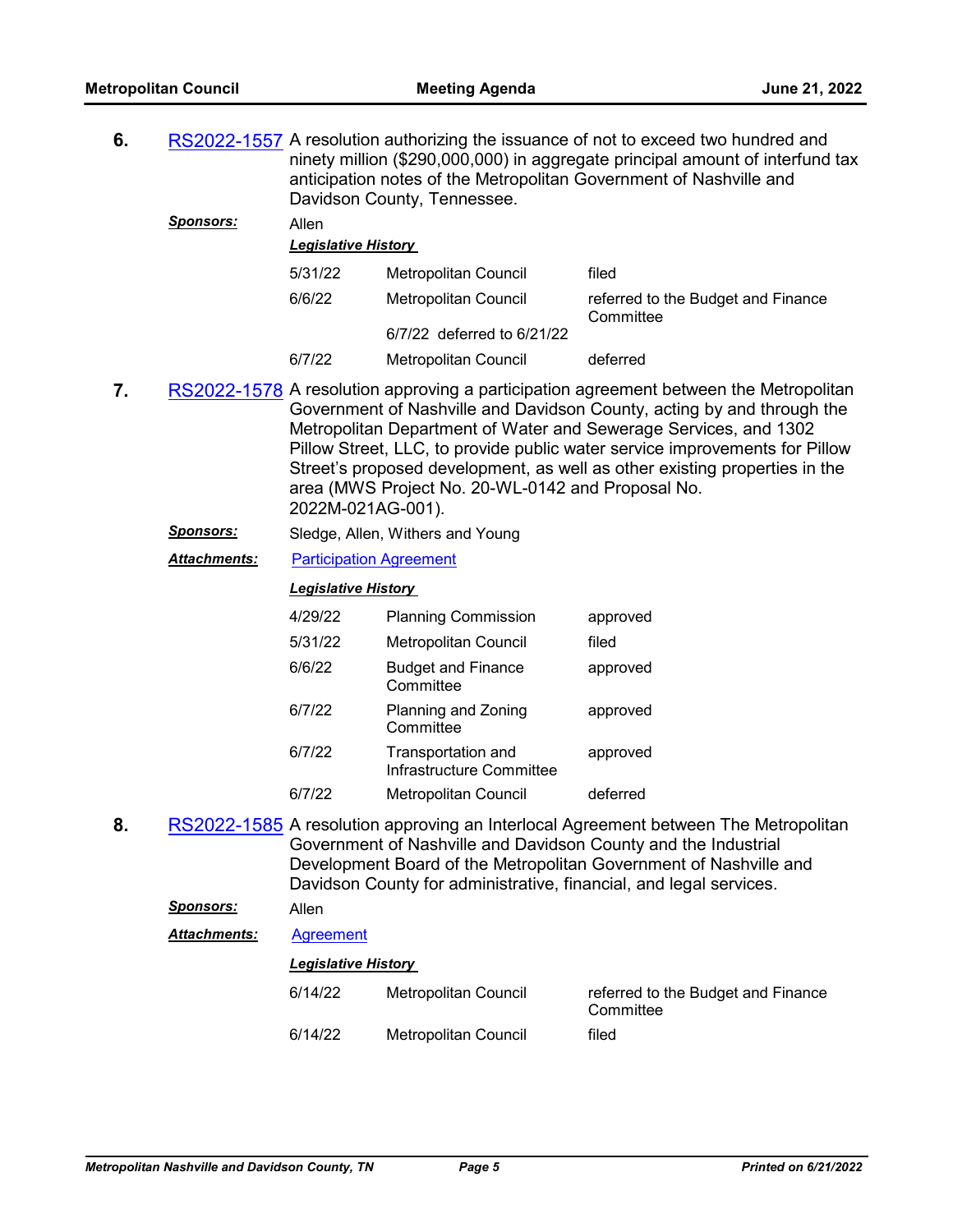**6.** RS2022-1557 A resolution authorizing the issuance of not to exceed two hundred and ninety million ($290,000,000) in aggregate principal amount of interfund tax anticipation notes of the Metropolitan Government of Nashville and Davidson County, Tennessee.

***Sponsors:*** Allen

***Legislative History***

| | | |
|---|---|---|
| 5/31/22 | Metropolitan Council | filed |
| 6/6/22 | Metropolitan Council | referred to the Budget and Finance Committee |
| | 6/7/22 deferred to 6/21/22 | |
| 6/7/22 | Metropolitan Council | deferred |

**7.** RS2022-1578 A resolution approving a participation agreement between the Metropolitan Government of Nashville and Davidson County, acting by and through the Metropolitan Department of Water and Sewerage Services, and 1302 Pillow Street, LLC, to provide public water service improvements for Pillow Street's proposed development, as well as other existing properties in the area (MWS Project No. 20-WL-0142 and Proposal No. 2022M-021AG-001).

***Sponsors:*** Sledge, Allen, Withers and Young

***Attachments:*** Participation Agreement

***Legislative History***

| | | |
|---|---|---|
| 4/29/22 | Planning Commission | approved |
| 5/31/22 | Metropolitan Council | filed |
| 6/6/22 | Budget and Finance Committee | approved |
| 6/7/22 | Planning and Zoning Committee | approved |
| 6/7/22 | Transportation and Infrastructure Committee | approved |
| 6/7/22 | Metropolitan Council | deferred |

**8.** RS2022-1585 A resolution approving an Interlocal Agreement between The Metropolitan Government of Nashville and Davidson County and the Industrial Development Board of the Metropolitan Government of Nashville and Davidson County for administrative, financial, and legal services.

***Sponsors:*** Allen

***Attachments:*** Agreement

***Legislative History***

| | | |
|---|---|---|
| 6/14/22 | Metropolitan Council | referred to the Budget and Finance Committee |
| 6/14/22 | Metropolitan Council | filed |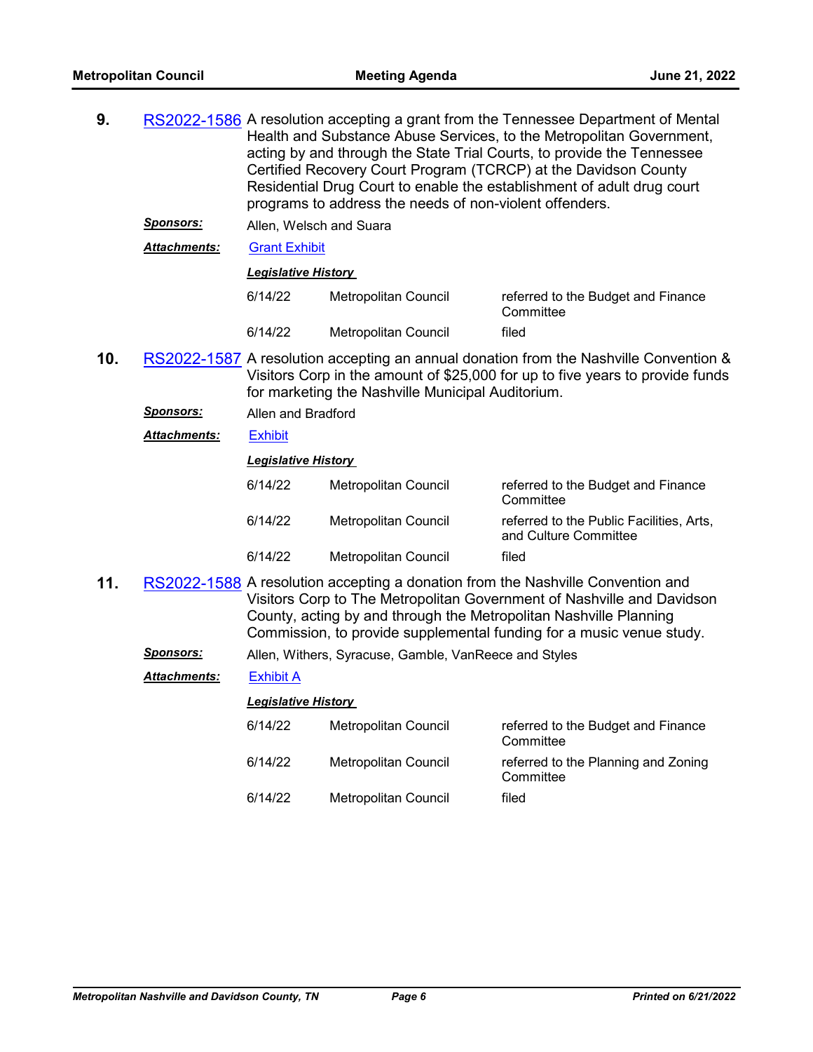**9.** RS2022-1586 A resolution accepting a grant from the Tennessee Department of Mental Health and Substance Abuse Services, to the Metropolitan Government, acting by and through the State Trial Courts, to provide the Tennessee Certified Recovery Court Program (TCRCP) at the Davidson County Residential Drug Court to enable the establishment of adult drug court programs to address the needs of non-violent offenders.

***Sponsors:*** Allen, Welsch and Suara

***Attachments:*** Grant Exhibit

***Legislative History***

| | | |
|---|---|---|
| 6/14/22 | Metropolitan Council | referred to the Budget and Finance Committee |
| 6/14/22 | Metropolitan Council | filed |

**10.** RS2022-1587 A resolution accepting an annual donation from the Nashville Convention & Visitors Corp in the amount of $25,000 for up to five years to provide funds for marketing the Nashville Municipal Auditorium.

***Sponsors:*** Allen and Bradford

***Attachments:*** Exhibit

***Legislative History***

| | | |
|---|---|---|
| 6/14/22 | Metropolitan Council | referred to the Budget and Finance Committee |
| 6/14/22 | Metropolitan Council | referred to the Public Facilities, Arts, and Culture Committee |
| 6/14/22 | Metropolitan Council | filed |

**11.** RS2022-1588 A resolution accepting a donation from the Nashville Convention and Visitors Corp to The Metropolitan Government of Nashville and Davidson County, acting by and through the Metropolitan Nashville Planning Commission, to provide supplemental funding for a music venue study.

***Sponsors:*** Allen, Withers, Syracuse, Gamble, VanReece and Styles

***Attachments:*** Exhibit A

***Legislative History***

| | | |
|---|---|---|
| 6/14/22 | Metropolitan Council | referred to the Budget and Finance Committee |
| 6/14/22 | Metropolitan Council | referred to the Planning and Zoning Committee |
| 6/14/22 | Metropolitan Council | filed |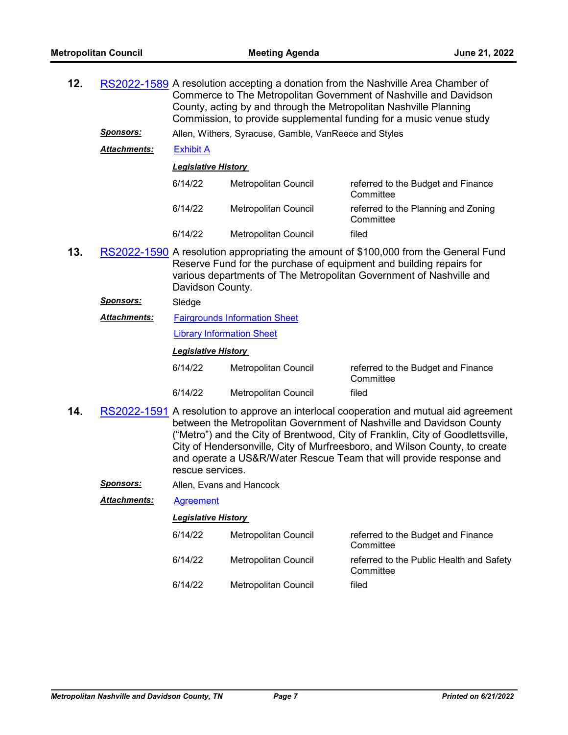**12.** RS2022-1589 A resolution accepting a donation from the Nashville Area Chamber of Commerce to The Metropolitan Government of Nashville and Davidson County, acting by and through the Metropolitan Nashville Planning Commission, to provide supplemental funding for a music venue study

***Sponsors:*** Allen, Withers, Syracuse, Gamble, VanReece and Styles

***Attachments:*** Exhibit A

***Legislative History***

| | | |
|---|---|---|
| 6/14/22 | Metropolitan Council | referred to the Budget and Finance Committee |
| 6/14/22 | Metropolitan Council | referred to the Planning and Zoning Committee |
| 6/14/22 | Metropolitan Council | filed |

**13.** RS2022-1590 A resolution appropriating the amount of $100,000 from the General Fund Reserve Fund for the purchase of equipment and building repairs for various departments of The Metropolitan Government of Nashville and Davidson County.

***Sponsors:*** Sledge

***Attachments:*** Fairgrounds Information Sheet

Library Information Sheet

***Legislative History***

| | | |
|---|---|---|
| 6/14/22 | Metropolitan Council | referred to the Budget and Finance Committee |
| 6/14/22 | Metropolitan Council | filed |

**14.** RS2022-1591 A resolution to approve an interlocal cooperation and mutual aid agreement between the Metropolitan Government of Nashville and Davidson County ("Metro") and the City of Brentwood, City of Franklin, City of Goodlettsville, City of Hendersonville, City of Murfreesboro, and Wilson County, to create and operate a US&R/Water Rescue Team that will provide response and rescue services.

***Sponsors:*** Allen, Evans and Hancock

***Attachments:*** Agreement

***Legislative History***

| | | |
|---|---|---|
| 6/14/22 | Metropolitan Council | referred to the Budget and Finance Committee |
| 6/14/22 | Metropolitan Council | referred to the Public Health and Safety Committee |
| 6/14/22 | Metropolitan Council | filed |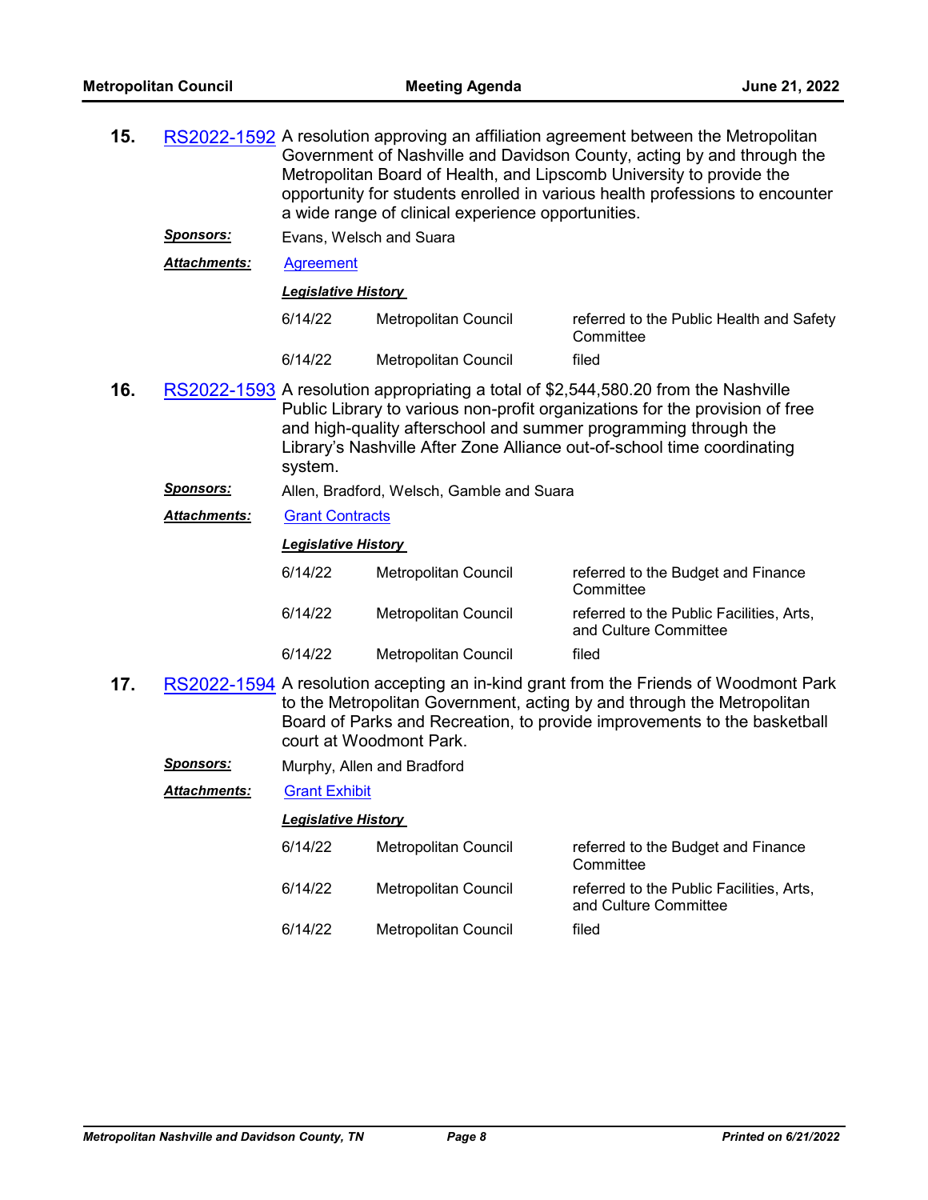**15.** RS2022-1592 A resolution approving an affiliation agreement between the Metropolitan Government of Nashville and Davidson County, acting by and through the Metropolitan Board of Health, and Lipscomb University to provide the opportunity for students enrolled in various health professions to encounter a wide range of clinical experience opportunities.

***Sponsors:*** Evans, Welsch and Suara

***Attachments:*** Agreement

***Legislative History***

| | | |
|---|---|---|
| 6/14/22 | Metropolitan Council | referred to the Public Health and Safety Committee |
| 6/14/22 | Metropolitan Council | filed |

**16.** RS2022-1593 A resolution appropriating a total of $2,544,580.20 from the Nashville Public Library to various non-profit organizations for the provision of free and high-quality afterschool and summer programming through the Library's Nashville After Zone Alliance out-of-school time coordinating system.

***Sponsors:*** Allen, Bradford, Welsch, Gamble and Suara

***Attachments:*** Grant Contracts

***Legislative History***

| | | |
|---|---|---|
| 6/14/22 | Metropolitan Council | referred to the Budget and Finance Committee |
| 6/14/22 | Metropolitan Council | referred to the Public Facilities, Arts, and Culture Committee |
| 6/14/22 | Metropolitan Council | filed |

**17.** RS2022-1594 A resolution accepting an in-kind grant from the Friends of Woodmont Park to the Metropolitan Government, acting by and through the Metropolitan Board of Parks and Recreation, to provide improvements to the basketball court at Woodmont Park.

***Sponsors:*** Murphy, Allen and Bradford

***Attachments:*** Grant Exhibit

***Legislative History***

| | | |
|---|---|---|
| 6/14/22 | Metropolitan Council | referred to the Budget and Finance Committee |
| 6/14/22 | Metropolitan Council | referred to the Public Facilities, Arts, and Culture Committee |
| 6/14/22 | Metropolitan Council | filed |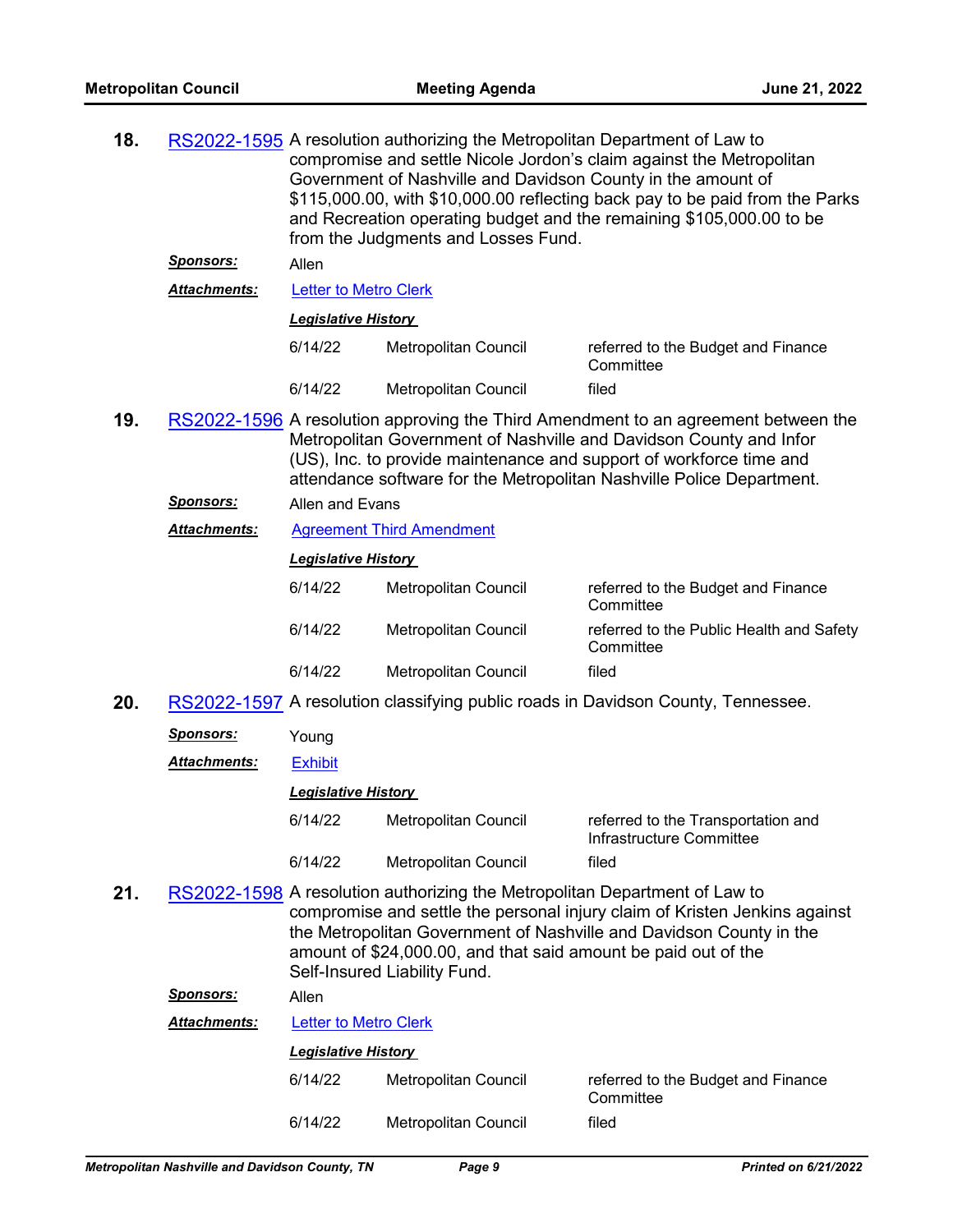**18.** RS2022-1595 A resolution authorizing the Metropolitan Department of Law to compromise and settle Nicole Jordon's claim against the Metropolitan Government of Nashville and Davidson County in the amount of $115,000.00, with $10,000.00 reflecting back pay to be paid from the Parks and Recreation operating budget and the remaining $105,000.00 to be from the Judgments and Losses Fund.

***Sponsors:*** Allen

***Attachments:*** Letter to Metro Clerk

***Legislative History***

| | | |
|---|---|---|
| 6/14/22 | Metropolitan Council | referred to the Budget and Finance Committee |
| 6/14/22 | Metropolitan Council | filed |

**19.** RS2022-1596 A resolution approving the Third Amendment to an agreement between the Metropolitan Government of Nashville and Davidson County and Infor (US), Inc. to provide maintenance and support of workforce time and attendance software for the Metropolitan Nashville Police Department.

***Sponsors:*** Allen and Evans

***Attachments:*** Agreement Third Amendment

***Legislative History***

| | | |
|---|---|---|
| 6/14/22 | Metropolitan Council | referred to the Budget and Finance Committee |
| 6/14/22 | Metropolitan Council | referred to the Public Health and Safety Committee |
| 6/14/22 | Metropolitan Council | filed |

**20.** RS2022-1597 A resolution classifying public roads in Davidson County, Tennessee.

***Sponsors:*** Young

***Attachments:*** Exhibit

***Legislative History***

| | | |
|---|---|---|
| 6/14/22 | Metropolitan Council | referred to the Transportation and Infrastructure Committee |
| 6/14/22 | Metropolitan Council | filed |

**21.** RS2022-1598 A resolution authorizing the Metropolitan Department of Law to compromise and settle the personal injury claim of Kristen Jenkins against the Metropolitan Government of Nashville and Davidson County in the amount of $24,000.00, and that said amount be paid out of the Self-Insured Liability Fund.

***Sponsors:*** Allen

***Attachments:*** Letter to Metro Clerk

***Legislative History***

| | | |
|---|---|---|
| 6/14/22 | Metropolitan Council | referred to the Budget and Finance Committee |
| 6/14/22 | Metropolitan Council | filed |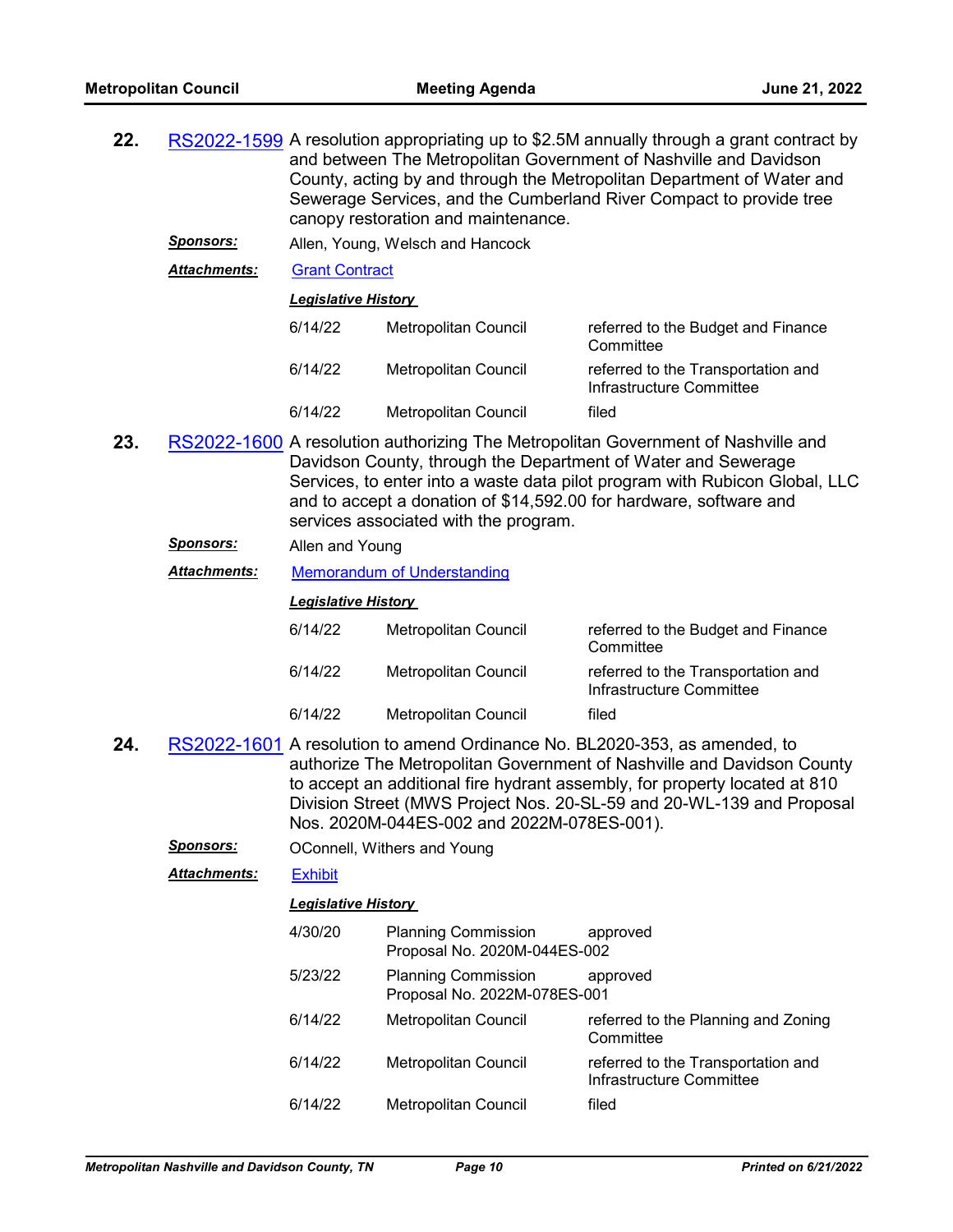**22.** RS2022-1599 A resolution appropriating up to $2.5M annually through a grant contract by and between The Metropolitan Government of Nashville and Davidson County, acting by and through the Metropolitan Department of Water and Sewerage Services, and the Cumberland River Compact to provide tree canopy restoration and maintenance.

***Sponsors:*** Allen, Young, Welsch and Hancock

***Attachments:*** Grant Contract

***Legislative History***

| | | |
|---|---|---|
| 6/14/22 | Metropolitan Council | referred to the Budget and Finance Committee |
| 6/14/22 | Metropolitan Council | referred to the Transportation and Infrastructure Committee |
| 6/14/22 | Metropolitan Council | filed |

**23.** RS2022-1600 A resolution authorizing The Metropolitan Government of Nashville and Davidson County, through the Department of Water and Sewerage Services, to enter into a waste data pilot program with Rubicon Global, LLC and to accept a donation of $14,592.00 for hardware, software and services associated with the program.

***Sponsors:*** Allen and Young

***Attachments:*** Memorandum of Understanding

***Legislative History***

| | | |
|---|---|---|
| 6/14/22 | Metropolitan Council | referred to the Budget and Finance Committee |
| 6/14/22 | Metropolitan Council | referred to the Transportation and Infrastructure Committee |
| 6/14/22 | Metropolitan Council | filed |

**24.** RS2022-1601 A resolution to amend Ordinance No. BL2020-353, as amended, to authorize The Metropolitan Government of Nashville and Davidson County to accept an additional fire hydrant assembly, for property located at 810 Division Street (MWS Project Nos. 20-SL-59 and 20-WL-139 and Proposal Nos. 2020M-044ES-002 and 2022M-078ES-001).

***Sponsors:*** OConnell, Withers and Young

***Attachments:*** Exhibit

***Legislative History***

| | | |
|---|---|---|
| 4/30/20 | Planning Commission Proposal No. 2020M-044ES-002 | approved |
| 5/23/22 | Planning Commission Proposal No. 2022M-078ES-001 | approved |
| 6/14/22 | Metropolitan Council | referred to the Planning and Zoning Committee |
| 6/14/22 | Metropolitan Council | referred to the Transportation and Infrastructure Committee |
| 6/14/22 | Metropolitan Council | filed |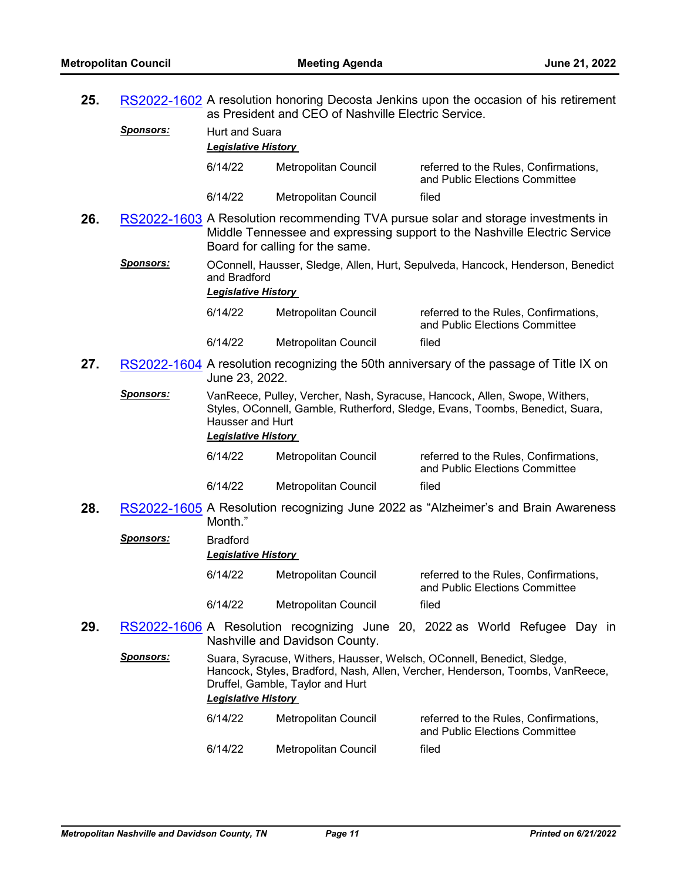**25.** RS2022-1602 A resolution honoring Decosta Jenkins upon the occasion of his retirement as President and CEO of Nashville Electric Service.

***Sponsors:*** Hurt and Suara

***Legislative History***

| | | |
|---|---|---|
| 6/14/22 | Metropolitan Council | referred to the Rules, Confirmations, and Public Elections Committee |
| 6/14/22 | Metropolitan Council | filed |

**26.** RS2022-1603 A Resolution recommending TVA pursue solar and storage investments in Middle Tennessee and expressing support to the Nashville Electric Service Board for calling for the same.

***Sponsors:*** OConnell, Hausser, Sledge, Allen, Hurt, Sepulveda, Hancock, Henderson, Benedict and Bradford

***Legislative History***

| | | |
|---|---|---|
| 6/14/22 | Metropolitan Council | referred to the Rules, Confirmations, and Public Elections Committee |
| 6/14/22 | Metropolitan Council | filed |

**27.** RS2022-1604 A resolution recognizing the 50th anniversary of the passage of Title IX on June 23, 2022.

***Sponsors:*** VanReece, Pulley, Vercher, Nash, Syracuse, Hancock, Allen, Swope, Withers, Styles, OConnell, Gamble, Rutherford, Sledge, Evans, Toombs, Benedict, Suara, Hausser and Hurt

***Legislative History***

| | | |
|---|---|---|
| 6/14/22 | Metropolitan Council | referred to the Rules, Confirmations, and Public Elections Committee |
| 6/14/22 | Metropolitan Council | filed |

**28.** RS2022-1605 A Resolution recognizing June 2022 as "Alzheimer's and Brain Awareness Month."

***Sponsors:*** Bradford

***Legislative History***

| | | |
|---|---|---|
| 6/14/22 | Metropolitan Council | referred to the Rules, Confirmations, and Public Elections Committee |
| 6/14/22 | Metropolitan Council | filed |

**29.** RS2022-1606 A Resolution recognizing June 20, 2022 as World Refugee Day in Nashville and Davidson County.

***Sponsors:*** Suara, Syracuse, Withers, Hausser, Welsch, OConnell, Benedict, Sledge, Hancock, Styles, Bradford, Nash, Allen, Vercher, Henderson, Toombs, VanReece, Druffel, Gamble, Taylor and Hurt

***Legislative History***

| | | |
|---|---|---|
| 6/14/22 | Metropolitan Council | referred to the Rules, Confirmations, and Public Elections Committee |
| 6/14/22 | Metropolitan Council | filed |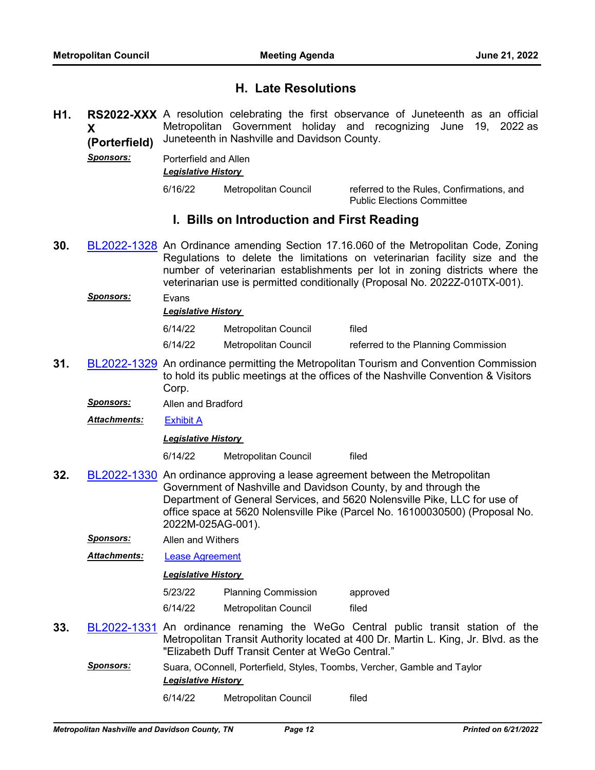## H. Late Resolutions

**H1.** **RS2022-XXXX (Porterfield)** A resolution celebrating the first observance of Juneteenth as an official Metropolitan Government holiday and recognizing June 19, 2022 as Juneteenth in Nashville and Davidson County.

***Sponsors:*** Porterfield and Allen

***Legislative History***

| | | |
|---|---|---|
| 6/16/22 | Metropolitan Council | referred to the Rules, Confirmations, and Public Elections Committee |

## I. Bills on Introduction and First Reading

**30.** BL2022-1328 An Ordinance amending Section 17.16.060 of the Metropolitan Code, Zoning Regulations to delete the limitations on veterinarian facility size and the number of veterinarian establishments per lot in zoning districts where the veterinarian use is permitted conditionally (Proposal No. 2022Z-010TX-001).

***Sponsors:*** Evans

***Legislative History***

| | | |
|---|---|---|
| 6/14/22 | Metropolitan Council | filed |
| 6/14/22 | Metropolitan Council | referred to the Planning Commission |

**31.** BL2022-1329 An ordinance permitting the Metropolitan Tourism and Convention Commission to hold its public meetings at the offices of the Nashville Convention & Visitors Corp.

***Sponsors:*** Allen and Bradford

***Attachments:*** Exhibit A

***Legislative History***

| | | |
|---|---|---|
| 6/14/22 | Metropolitan Council | filed |

**32.** BL2022-1330 An ordinance approving a lease agreement between the Metropolitan Government of Nashville and Davidson County, by and through the Department of General Services, and 5620 Nolensville Pike, LLC for use of office space at 5620 Nolensville Pike (Parcel No. 16100030500) (Proposal No. 2022M-025AG-001).

***Sponsors:*** Allen and Withers

***Attachments:*** Lease Agreement

***Legislative History***

| | | |
|---|---|---|
| 5/23/22 | Planning Commission | approved |
| 6/14/22 | Metropolitan Council | filed |

**33.** BL2022-1331 An ordinance renaming the WeGo Central public transit station of the Metropolitan Transit Authority located at 400 Dr. Martin L. King, Jr. Blvd. as the "Elizabeth Duff Transit Center at WeGo Central."

***Sponsors:*** Suara, OConnell, Porterfield, Styles, Toombs, Vercher, Gamble and Taylor

***Legislative History***

| | | |
|---|---|---|
| 6/14/22 | Metropolitan Council | filed |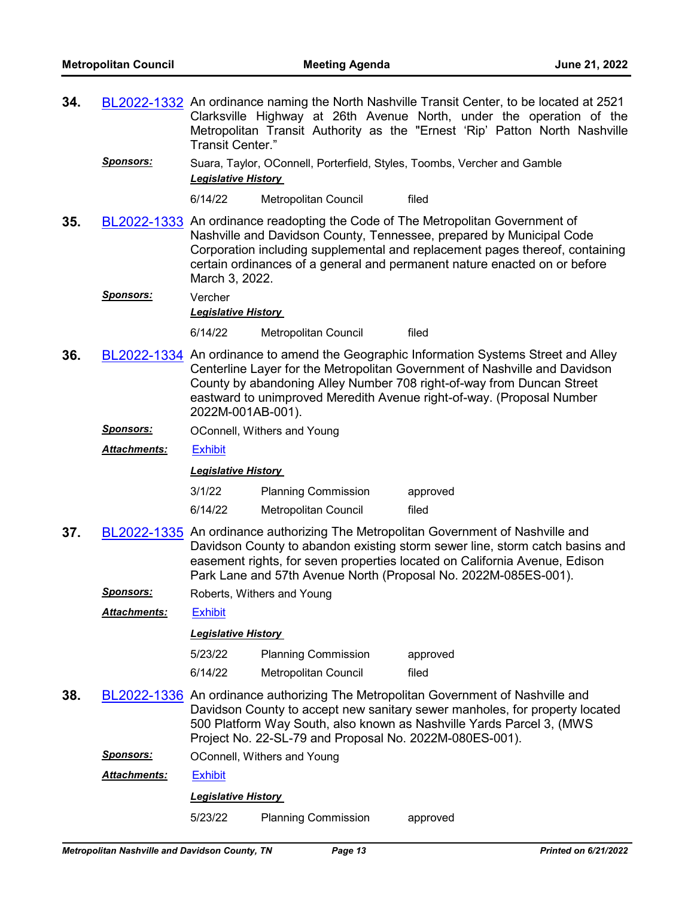**34.** BL2022-1332 An ordinance naming the North Nashville Transit Center, to be located at 2521 Clarksville Highway at 26th Avenue North, under the operation of the Metropolitan Transit Authority as the "Ernest 'Rip' Patton North Nashville Transit Center."

***Sponsors:*** Suara, Taylor, OConnell, Porterfield, Styles, Toombs, Vercher and Gamble

***Legislative History***

| | | |
|---|---|---|
| 6/14/22 | Metropolitan Council | filed |

**35.** BL2022-1333 An ordinance readopting the Code of The Metropolitan Government of Nashville and Davidson County, Tennessee, prepared by Municipal Code Corporation including supplemental and replacement pages thereof, containing certain ordinances of a general and permanent nature enacted on or before March 3, 2022.

***Sponsors:*** Vercher

***Legislative History***

| | | |
|---|---|---|
| 6/14/22 | Metropolitan Council | filed |

**36.** BL2022-1334 An ordinance to amend the Geographic Information Systems Street and Alley Centerline Layer for the Metropolitan Government of Nashville and Davidson County by abandoning Alley Number 708 right-of-way from Duncan Street eastward to unimproved Meredith Avenue right-of-way. (Proposal Number 2022M-001AB-001).

***Sponsors:*** OConnell, Withers and Young

***Attachments:*** Exhibit

***Legislative History***

| | | |
|---|---|---|
| 3/1/22 | Planning Commission | approved |
| 6/14/22 | Metropolitan Council | filed |

**37.** BL2022-1335 An ordinance authorizing The Metropolitan Government of Nashville and Davidson County to abandon existing storm sewer line, storm catch basins and easement rights, for seven properties located on California Avenue, Edison Park Lane and 57th Avenue North (Proposal No. 2022M-085ES-001).

***Sponsors:*** Roberts, Withers and Young

***Attachments:*** Exhibit

***Legislative History***

| | | |
|---|---|---|
| 5/23/22 | Planning Commission | approved |
| 6/14/22 | Metropolitan Council | filed |

**38.** BL2022-1336 An ordinance authorizing The Metropolitan Government of Nashville and Davidson County to accept new sanitary sewer manholes, for property located 500 Platform Way South, also known as Nashville Yards Parcel 3, (MWS Project No. 22-SL-79 and Proposal No. 2022M-080ES-001).

***Sponsors:*** OConnell, Withers and Young

***Attachments:*** Exhibit

***Legislative History***

| | | |
|---|---|---|
| 5/23/22 | Planning Commission | approved |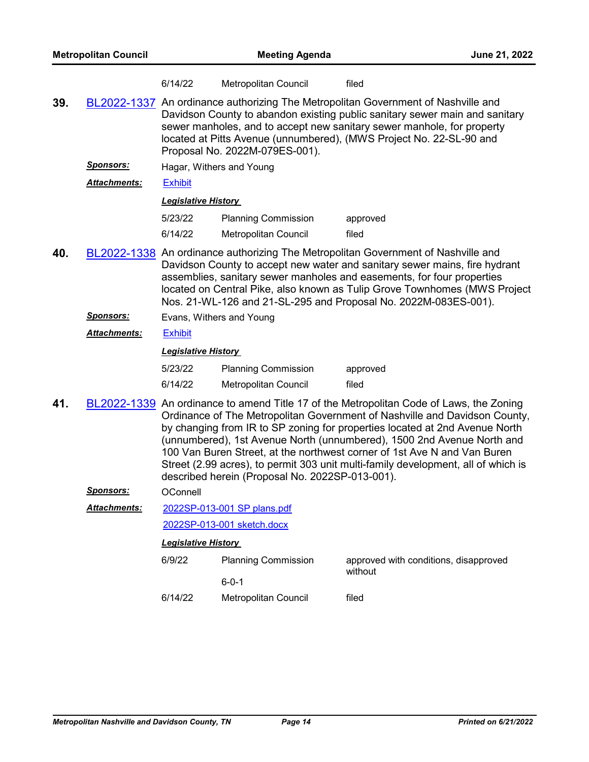| | | |
|---|---|---|
| 6/14/22 | Metropolitan Council | filed |

**39.** BL2022-1337 An ordinance authorizing The Metropolitan Government of Nashville and Davidson County to abandon existing public sanitary sewer main and sanitary sewer manholes, and to accept new sanitary sewer manhole, for property located at Pitts Avenue (unnumbered), (MWS Project No. 22-SL-90 and Proposal No. 2022M-079ES-001).

***Sponsors:*** Hagar, Withers and Young

***Attachments:*** Exhibit

***Legislative History***

| | | |
|---|---|---|
| 5/23/22 | Planning Commission | approved |
| 6/14/22 | Metropolitan Council | filed |

**40.** BL2022-1338 An ordinance authorizing The Metropolitan Government of Nashville and Davidson County to accept new water and sanitary sewer mains, fire hydrant assemblies, sanitary sewer manholes and easements, for four properties located on Central Pike, also known as Tulip Grove Townhomes (MWS Project Nos. 21-WL-126 and 21-SL-295 and Proposal No. 2022M-083ES-001).

***Sponsors:*** Evans, Withers and Young

***Attachments:*** Exhibit

***Legislative History***

| | | |
|---|---|---|
| 5/23/22 | Planning Commission | approved |
| 6/14/22 | Metropolitan Council | filed |

**41.** BL2022-1339 An ordinance to amend Title 17 of the Metropolitan Code of Laws, the Zoning Ordinance of The Metropolitan Government of Nashville and Davidson County, by changing from IR to SP zoning for properties located at 2nd Avenue North (unnumbered), 1st Avenue North (unnumbered), 1500 2nd Avenue North and 100 Van Buren Street, at the northwest corner of 1st Ave N and Van Buren Street (2.99 acres), to permit 303 unit multi-family development, all of which is described herein (Proposal No. 2022SP-013-001).

***Sponsors:*** OConnell

***Attachments:*** 2022SP-013-001 SP plans.pdf
2022SP-013-001 sketch.docx

***Legislative History***

| | | |
|---|---|---|
| 6/9/22 | Planning Commission<br>6-0-1 | approved with conditions, disapproved without |
| 6/14/22 | Metropolitan Council | filed |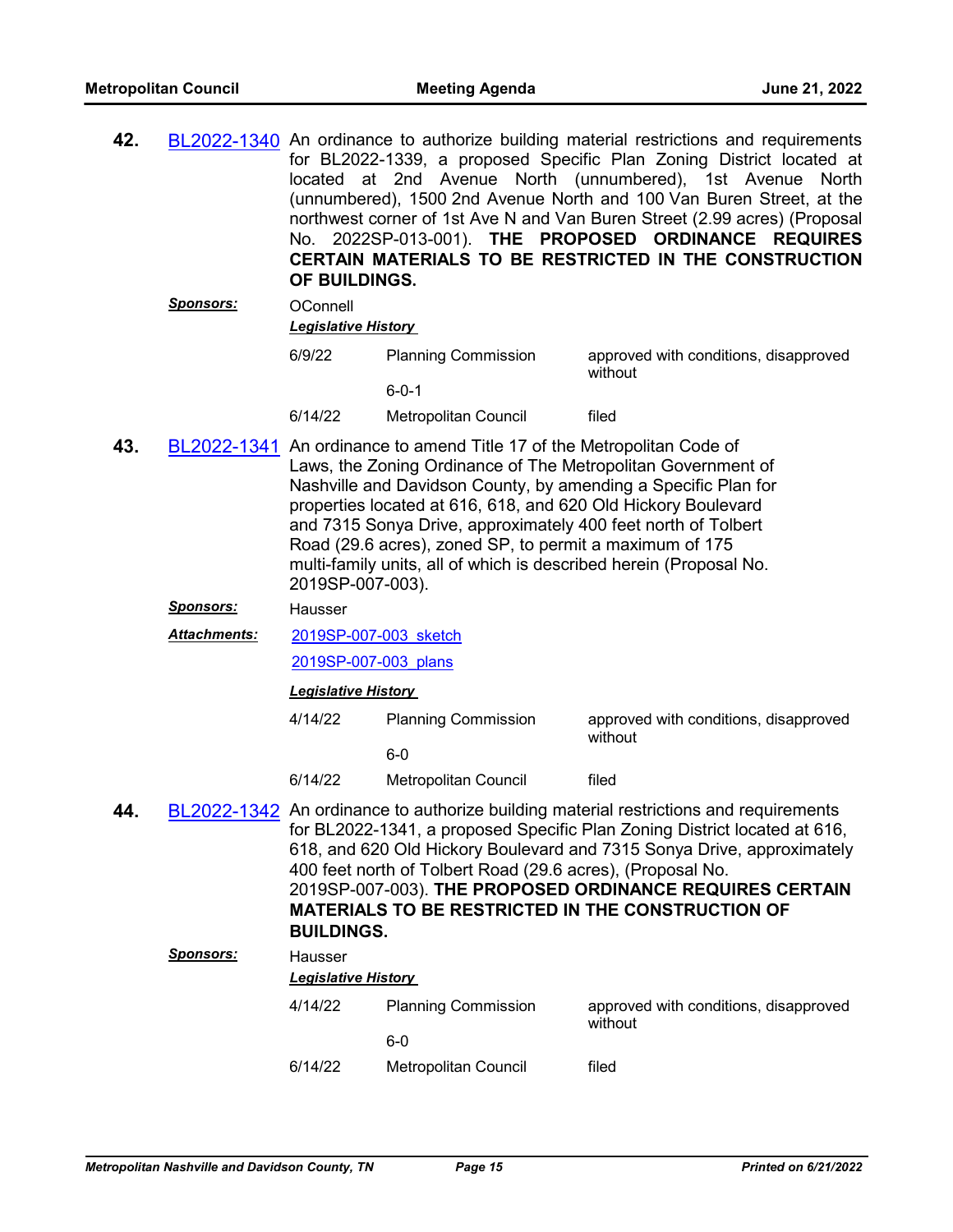**42.** BL2022-1340 An ordinance to authorize building material restrictions and requirements for BL2022-1339, a proposed Specific Plan Zoning District located at located at 2nd Avenue North (unnumbered), 1st Avenue North (unnumbered), 1500 2nd Avenue North and 100 Van Buren Street, at the northwest corner of 1st Ave N and Van Buren Street (2.99 acres) (Proposal No. 2022SP-013-001). **THE PROPOSED ORDINANCE REQUIRES CERTAIN MATERIALS TO BE RESTRICTED IN THE CONSTRUCTION OF BUILDINGS.**

***Sponsors:*** OConnell

***Legislative History***

| | | |
|---|---|---|
| 6/9/22 | Planning Commission | approved with conditions, disapproved without |
| | 6-0-1 | |
| 6/14/22 | Metropolitan Council | filed |

**43.** BL2022-1341 An ordinance to amend Title 17 of the Metropolitan Code of Laws, the Zoning Ordinance of The Metropolitan Government of Nashville and Davidson County, by amending a Specific Plan for properties located at 616, 618, and 620 Old Hickory Boulevard and 7315 Sonya Drive, approximately 400 feet north of Tolbert Road (29.6 acres), zoned SP, to permit a maximum of 175 multi-family units, all of which is described herein (Proposal No. 2019SP-007-003).

***Sponsors:*** Hausser

***Attachments:*** 2019SP-007-003_sketch

2019SP-007-003_plans

***Legislative History***

| | | |
|---|---|---|
| 4/14/22 | Planning Commission | approved with conditions, disapproved without |
| | 6-0 | |
| 6/14/22 | Metropolitan Council | filed |

**44.** BL2022-1342 An ordinance to authorize building material restrictions and requirements for BL2022-1341, a proposed Specific Plan Zoning District located at 616, 618, and 620 Old Hickory Boulevard and 7315 Sonya Drive, approximately 400 feet north of Tolbert Road (29.6 acres), (Proposal No. 2019SP-007-003). **THE PROPOSED ORDINANCE REQUIRES CERTAIN MATERIALS TO BE RESTRICTED IN THE CONSTRUCTION OF BUILDINGS.**

***Sponsors:*** Hausser

***Legislative History***

| | | |
|---|---|---|
| 4/14/22 | Planning Commission | approved with conditions, disapproved without |
| | 6-0 | |
| 6/14/22 | Metropolitan Council | filed |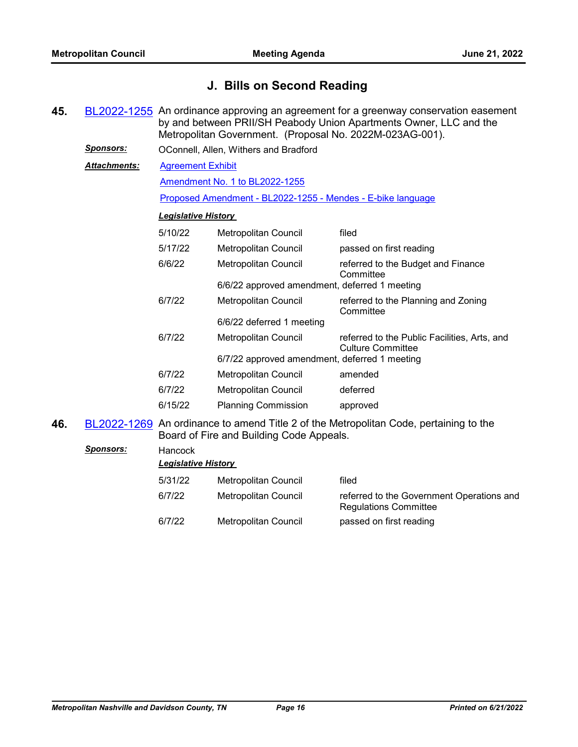## J. Bills on Second Reading

**45.** BL2022-1255 An ordinance approving an agreement for a greenway conservation easement by and between PRII/SH Peabody Union Apartments Owner, LLC and the Metropolitan Government. (Proposal No. 2022M-023AG-001).

***Sponsors:*** OConnell, Allen, Withers and Bradford

***Attachments:*** Agreement Exhibit

Amendment No. 1 to BL2022-1255

Proposed Amendment - BL2022-1255 - Mendes - E-bike language

***Legislative History***

| Date | Body | Action |
|---|---|---|
| 5/10/22 | Metropolitan Council | filed |
| 5/17/22 | Metropolitan Council | passed on first reading |
| 6/6/22 | Metropolitan Council | referred to the Budget and Finance Committee |
| | 6/6/22 approved amendment, deferred 1 meeting | |
| 6/7/22 | Metropolitan Council | referred to the Planning and Zoning Committee |
| | 6/6/22 deferred 1 meeting | |
| 6/7/22 | Metropolitan Council | referred to the Public Facilities, Arts, and Culture Committee |
| | 6/7/22 approved amendment, deferred 1 meeting | |
| 6/7/22 | Metropolitan Council | amended |
| 6/7/22 | Metropolitan Council | deferred |
| 6/15/22 | Planning Commission | approved |

**46.** BL2022-1269 An ordinance to amend Title 2 of the Metropolitan Code, pertaining to the Board of Fire and Building Code Appeals.

***Sponsors:*** Hancock

***Legislative History***

| Date | Body | Action |
|---|---|---|
| 5/31/22 | Metropolitan Council | filed |
| 6/7/22 | Metropolitan Council | referred to the Government Operations and Regulations Committee |
| 6/7/22 | Metropolitan Council | passed on first reading |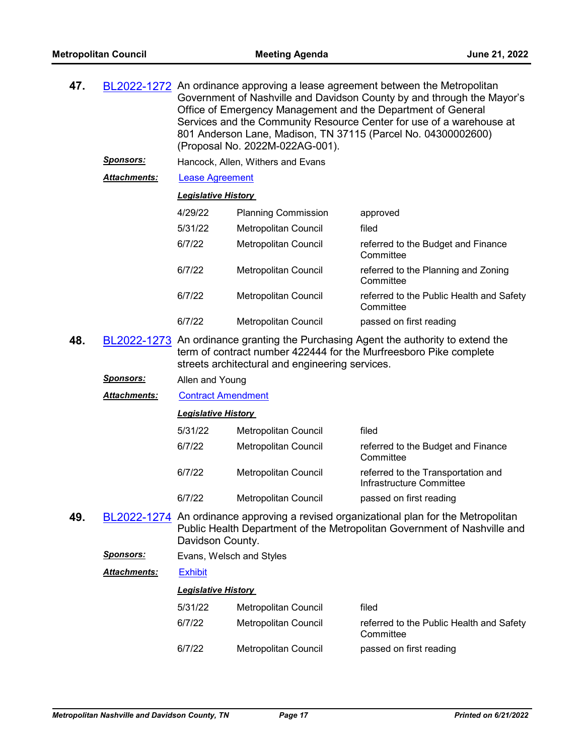**47.** BL2022-1272 An ordinance approving a lease agreement between the Metropolitan Government of Nashville and Davidson County by and through the Mayor's Office of Emergency Management and the Department of General Services and the Community Resource Center for use of a warehouse at 801 Anderson Lane, Madison, TN 37115 (Parcel No. 04300002600) (Proposal No. 2022M-022AG-001).

***Sponsors:*** Hancock, Allen, Withers and Evans

***Attachments:*** Lease Agreement

***Legislative History***

| | | |
|---|---|---|
| 4/29/22 | Planning Commission | approved |
| 5/31/22 | Metropolitan Council | filed |
| 6/7/22 | Metropolitan Council | referred to the Budget and Finance Committee |
| 6/7/22 | Metropolitan Council | referred to the Planning and Zoning Committee |
| 6/7/22 | Metropolitan Council | referred to the Public Health and Safety Committee |
| 6/7/22 | Metropolitan Council | passed on first reading |

**48.** BL2022-1273 An ordinance granting the Purchasing Agent the authority to extend the term of contract number 422444 for the Murfreesboro Pike complete streets architectural and engineering services.

***Sponsors:*** Allen and Young

***Attachments:*** Contract Amendment

***Legislative History***

| | | |
|---|---|---|
| 5/31/22 | Metropolitan Council | filed |
| 6/7/22 | Metropolitan Council | referred to the Budget and Finance Committee |
| 6/7/22 | Metropolitan Council | referred to the Transportation and Infrastructure Committee |
| 6/7/22 | Metropolitan Council | passed on first reading |

**49.** BL2022-1274 An ordinance approving a revised organizational plan for the Metropolitan Public Health Department of the Metropolitan Government of Nashville and Davidson County.

***Sponsors:*** Evans, Welsch and Styles

***Attachments:*** Exhibit

***Legislative History***

| | | |
|---|---|---|
| 5/31/22 | Metropolitan Council | filed |
| 6/7/22 | Metropolitan Council | referred to the Public Health and Safety Committee |
| 6/7/22 | Metropolitan Council | passed on first reading |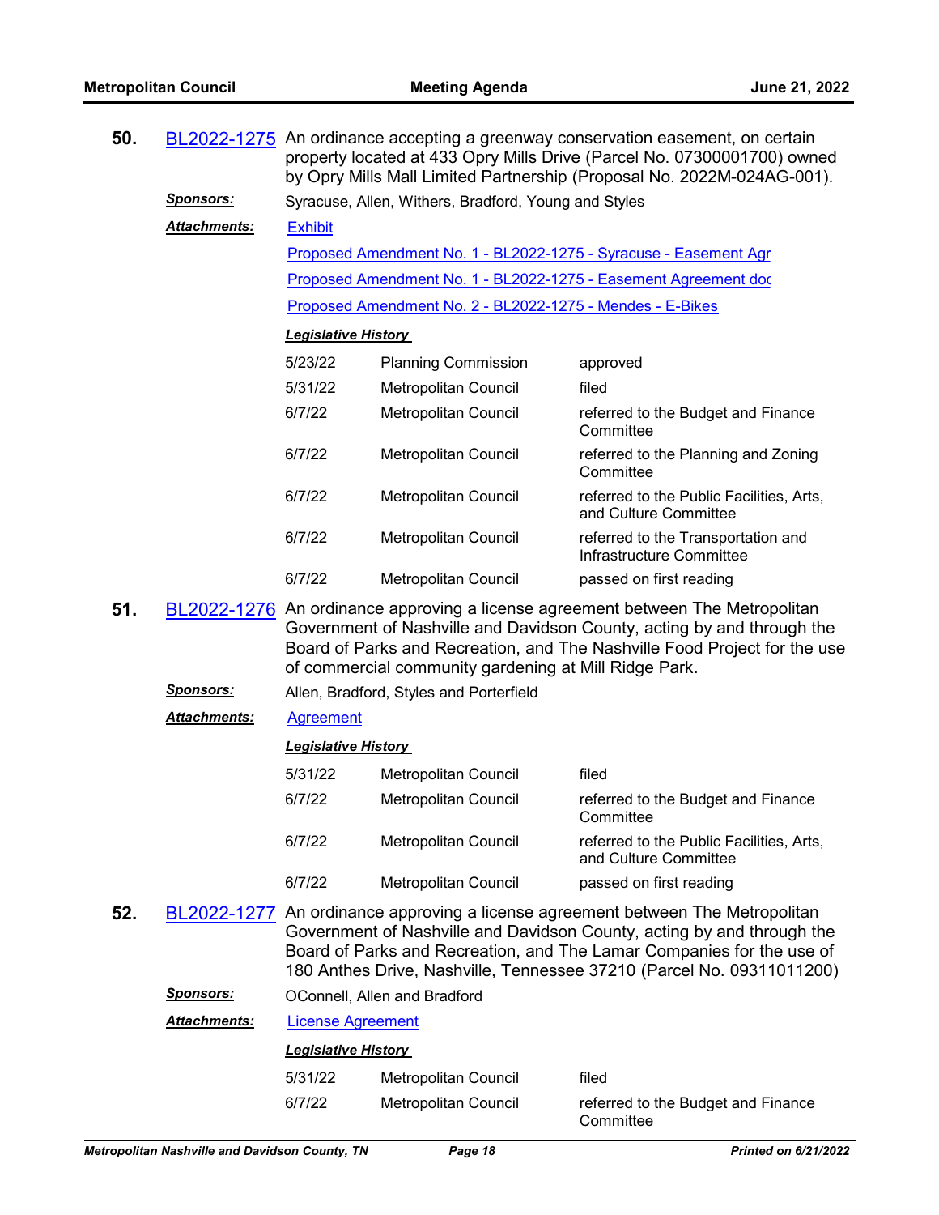**50.** BL2022-1275 An ordinance accepting a greenway conservation easement, on certain property located at 433 Opry Mills Drive (Parcel No. 07300001700) owned by Opry Mills Mall Limited Partnership (Proposal No. 2022M-024AG-001).

***Sponsors:*** Syracuse, Allen, Withers, Bradford, Young and Styles

***Attachments:*** Exhibit

Proposed Amendment No. 1 - BL2022-1275 - Syracuse - Easement Agr

Proposed Amendment No. 1 - BL2022-1275 - Easement Agreement doc

Proposed Amendment No. 2 - BL2022-1275 - Mendes - E-Bikes

***Legislative History***

| | | |
|---|---|---|
| 5/23/22 | Planning Commission | approved |
| 5/31/22 | Metropolitan Council | filed |
| 6/7/22 | Metropolitan Council | referred to the Budget and Finance Committee |
| 6/7/22 | Metropolitan Council | referred to the Planning and Zoning Committee |
| 6/7/22 | Metropolitan Council | referred to the Public Facilities, Arts, and Culture Committee |
| 6/7/22 | Metropolitan Council | referred to the Transportation and Infrastructure Committee |
| 6/7/22 | Metropolitan Council | passed on first reading |

**51.** BL2022-1276 An ordinance approving a license agreement between The Metropolitan Government of Nashville and Davidson County, acting by and through the Board of Parks and Recreation, and The Nashville Food Project for the use of commercial community gardening at Mill Ridge Park.

***Sponsors:*** Allen, Bradford, Styles and Porterfield

***Attachments:*** Agreement

***Legislative History***

| | | |
|---|---|---|
| 5/31/22 | Metropolitan Council | filed |
| 6/7/22 | Metropolitan Council | referred to the Budget and Finance Committee |
| 6/7/22 | Metropolitan Council | referred to the Public Facilities, Arts, and Culture Committee |
| 6/7/22 | Metropolitan Council | passed on first reading |

**52.** BL2022-1277 An ordinance approving a license agreement between The Metropolitan Government of Nashville and Davidson County, acting by and through the Board of Parks and Recreation, and The Lamar Companies for the use of 180 Anthes Drive, Nashville, Tennessee 37210 (Parcel No. 09311011200)

***Sponsors:*** OConnell, Allen and Bradford

***Attachments:*** License Agreement

***Legislative History***

| | | |
|---|---|---|
| 5/31/22 | Metropolitan Council | filed |
| 6/7/22 | Metropolitan Council | referred to the Budget and Finance Committee |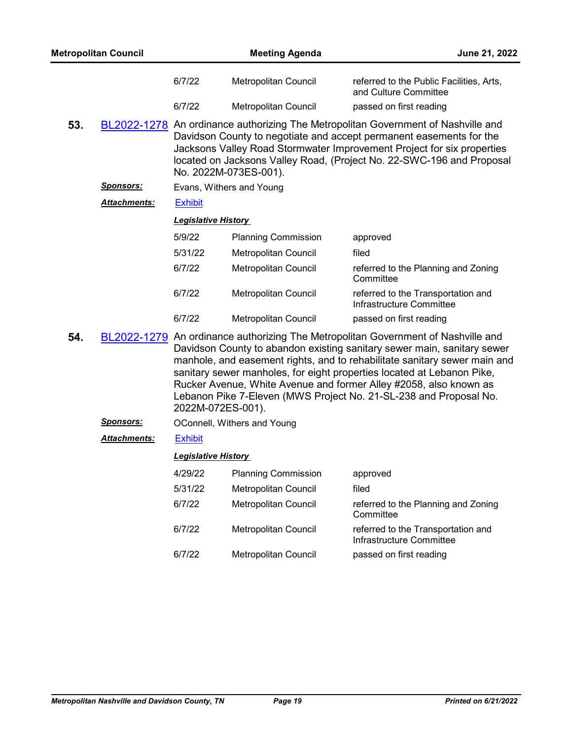| | | |
|---|---|---|
| 6/7/22 | Metropolitan Council | referred to the Public Facilities, Arts, and Culture Committee |
| 6/7/22 | Metropolitan Council | passed on first reading |

**53.** BL2022-1278 An ordinance authorizing The Metropolitan Government of Nashville and Davidson County to negotiate and accept permanent easements for the Jacksons Valley Road Stormwater Improvement Project for six properties located on Jacksons Valley Road, (Project No. 22-SWC-196 and Proposal No. 2022M-073ES-001).

***Sponsors:*** Evans, Withers and Young

***Attachments:*** Exhibit

***Legislative History***

| | | |
|---|---|---|
| 5/9/22 | Planning Commission | approved |
| 5/31/22 | Metropolitan Council | filed |
| 6/7/22 | Metropolitan Council | referred to the Planning and Zoning Committee |
| 6/7/22 | Metropolitan Council | referred to the Transportation and Infrastructure Committee |
| 6/7/22 | Metropolitan Council | passed on first reading |

**54.** BL2022-1279 An ordinance authorizing The Metropolitan Government of Nashville and Davidson County to abandon existing sanitary sewer main, sanitary sewer manhole, and easement rights, and to rehabilitate sanitary sewer main and sanitary sewer manholes, for eight properties located at Lebanon Pike, Rucker Avenue, White Avenue and former Alley #2058, also known as Lebanon Pike 7-Eleven (MWS Project No. 21-SL-238 and Proposal No. 2022M-072ES-001).

***Sponsors:*** OConnell, Withers and Young

***Attachments:*** Exhibit

***Legislative History***

| | | |
|---|---|---|
| 4/29/22 | Planning Commission | approved |
| 5/31/22 | Metropolitan Council | filed |
| 6/7/22 | Metropolitan Council | referred to the Planning and Zoning Committee |
| 6/7/22 | Metropolitan Council | referred to the Transportation and Infrastructure Committee |
| 6/7/22 | Metropolitan Council | passed on first reading |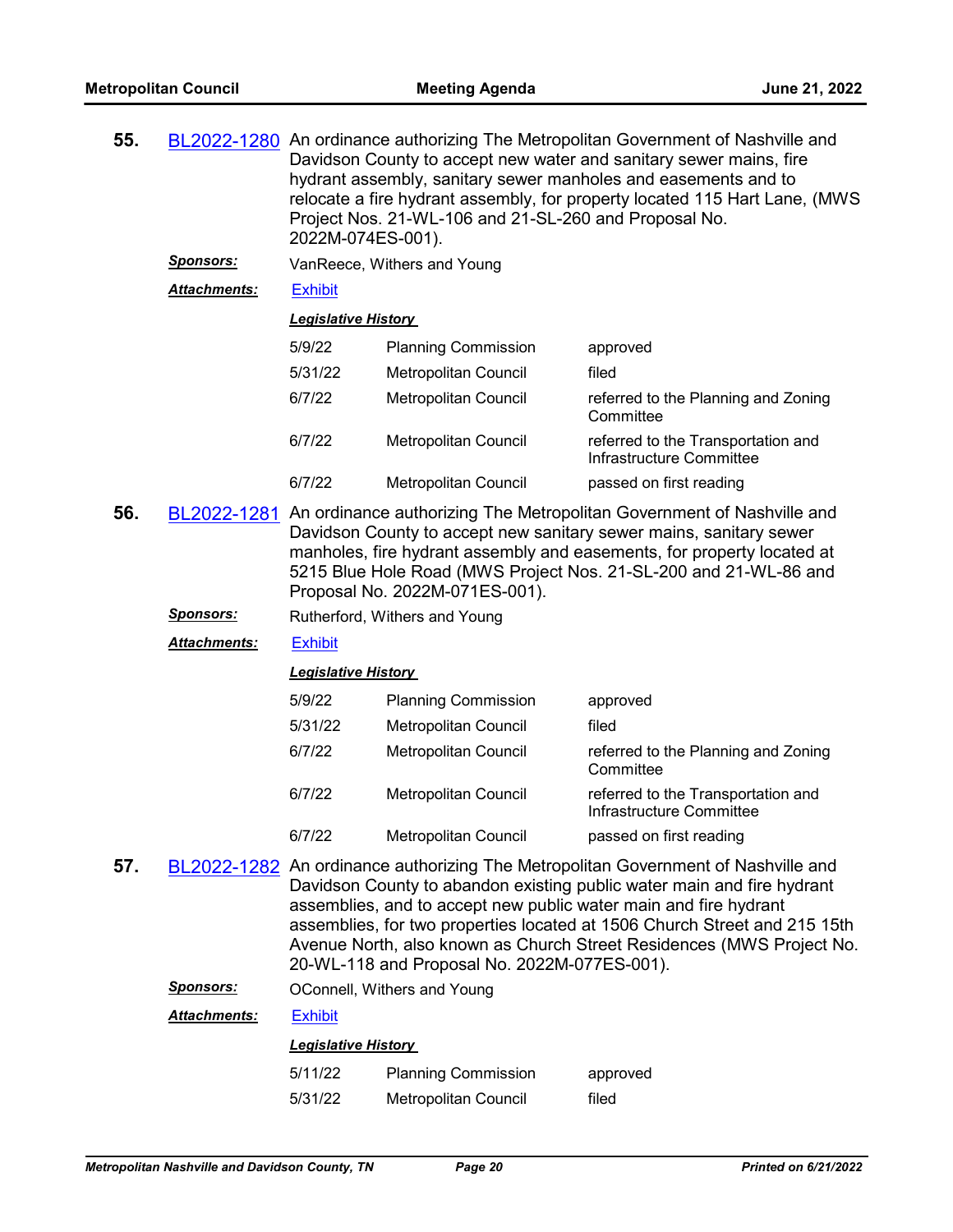**55.** BL2022-1280 An ordinance authorizing The Metropolitan Government of Nashville and Davidson County to accept new water and sanitary sewer mains, fire hydrant assembly, sanitary sewer manholes and easements and to relocate a fire hydrant assembly, for property located 115 Hart Lane, (MWS Project Nos. 21-WL-106 and 21-SL-260 and Proposal No. 2022M-074ES-001).

***Sponsors:*** VanReece, Withers and Young

***Attachments:*** Exhibit

***Legislative History***

| | | |
|---|---|---|
| 5/9/22 | Planning Commission | approved |
| 5/31/22 | Metropolitan Council | filed |
| 6/7/22 | Metropolitan Council | referred to the Planning and Zoning Committee |
| 6/7/22 | Metropolitan Council | referred to the Transportation and Infrastructure Committee |
| 6/7/22 | Metropolitan Council | passed on first reading |

**56.** BL2022-1281 An ordinance authorizing The Metropolitan Government of Nashville and Davidson County to accept new sanitary sewer mains, sanitary sewer manholes, fire hydrant assembly and easements, for property located at 5215 Blue Hole Road (MWS Project Nos. 21-SL-200 and 21-WL-86 and Proposal No. 2022M-071ES-001).

***Sponsors:*** Rutherford, Withers and Young

***Attachments:*** Exhibit

***Legislative History***

| | | |
|---|---|---|
| 5/9/22 | Planning Commission | approved |
| 5/31/22 | Metropolitan Council | filed |
| 6/7/22 | Metropolitan Council | referred to the Planning and Zoning Committee |
| 6/7/22 | Metropolitan Council | referred to the Transportation and Infrastructure Committee |
| 6/7/22 | Metropolitan Council | passed on first reading |

**57.** BL2022-1282 An ordinance authorizing The Metropolitan Government of Nashville and Davidson County to abandon existing public water main and fire hydrant assemblies, and to accept new public water main and fire hydrant assemblies, for two properties located at 1506 Church Street and 215 15th Avenue North, also known as Church Street Residences (MWS Project No. 20-WL-118 and Proposal No. 2022M-077ES-001).

***Sponsors:*** OConnell, Withers and Young

***Attachments:*** Exhibit

***Legislative History***

| | | |
|---|---|---|
| 5/11/22 | Planning Commission | approved |
| 5/31/22 | Metropolitan Council | filed |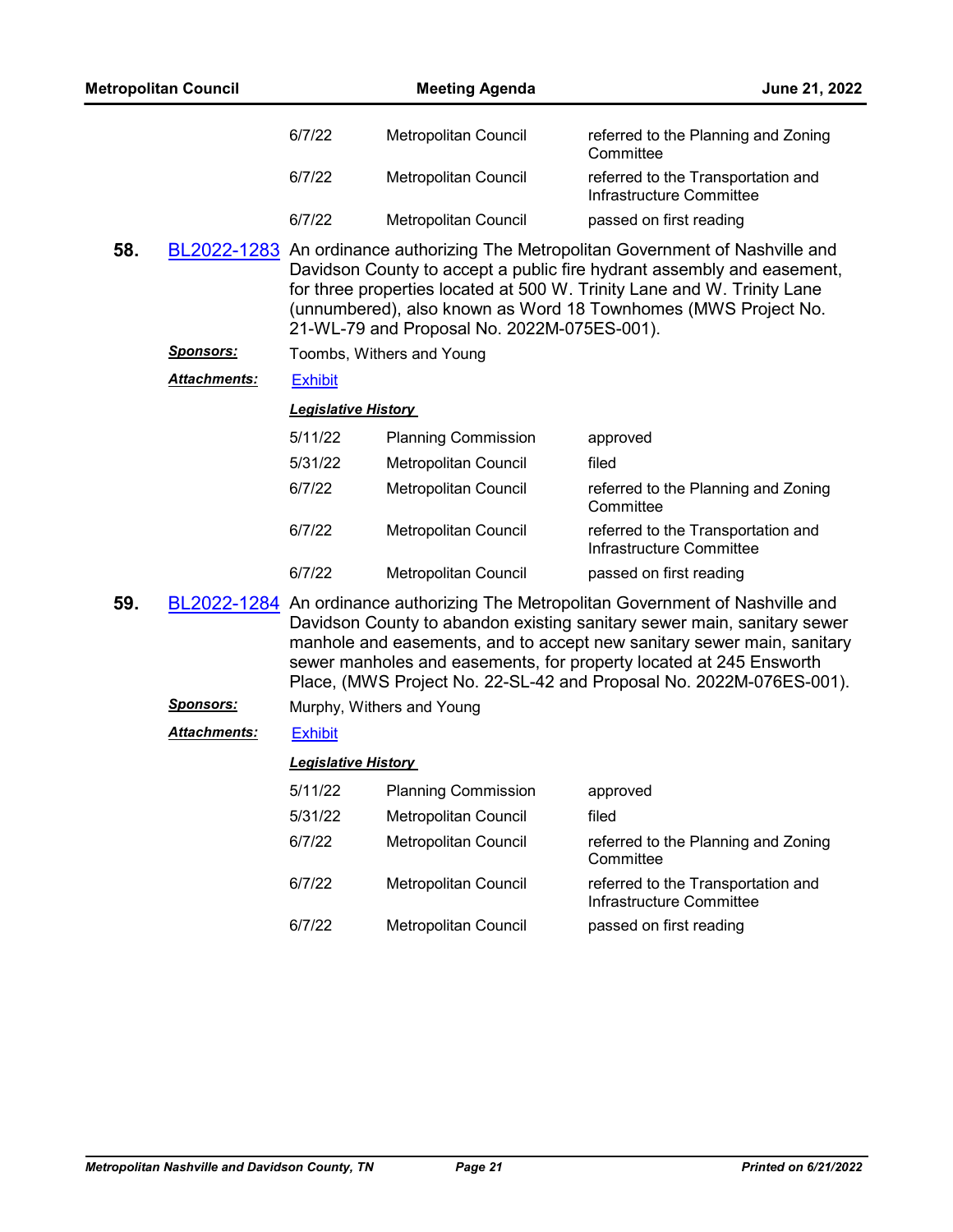| | | |
|---|---|---|
| 6/7/22 | Metropolitan Council | referred to the Planning and Zoning Committee |
| 6/7/22 | Metropolitan Council | referred to the Transportation and Infrastructure Committee |
| 6/7/22 | Metropolitan Council | passed on first reading |

**58.** BL2022-1283 An ordinance authorizing The Metropolitan Government of Nashville and Davidson County to accept a public fire hydrant assembly and easement, for three properties located at 500 W. Trinity Lane and W. Trinity Lane (unnumbered), also known as Word 18 Townhomes (MWS Project No. 21-WL-79 and Proposal No. 2022M-075ES-001).

***Sponsors:*** Toombs, Withers and Young

***Attachments:*** Exhibit

***Legislative History***

| | | |
|---|---|---|
| 5/11/22 | Planning Commission | approved |
| 5/31/22 | Metropolitan Council | filed |
| 6/7/22 | Metropolitan Council | referred to the Planning and Zoning Committee |
| 6/7/22 | Metropolitan Council | referred to the Transportation and Infrastructure Committee |
| 6/7/22 | Metropolitan Council | passed on first reading |

**59.** BL2022-1284 An ordinance authorizing The Metropolitan Government of Nashville and Davidson County to abandon existing sanitary sewer main, sanitary sewer manhole and easements, and to accept new sanitary sewer main, sanitary sewer manholes and easements, for property located at 245 Ensworth Place, (MWS Project No. 22-SL-42 and Proposal No. 2022M-076ES-001).

***Sponsors:*** Murphy, Withers and Young

***Attachments:*** Exhibit

***Legislative History***

| | | |
|---|---|---|
| 5/11/22 | Planning Commission | approved |
| 5/31/22 | Metropolitan Council | filed |
| 6/7/22 | Metropolitan Council | referred to the Planning and Zoning Committee |
| 6/7/22 | Metropolitan Council | referred to the Transportation and Infrastructure Committee |
| 6/7/22 | Metropolitan Council | passed on first reading |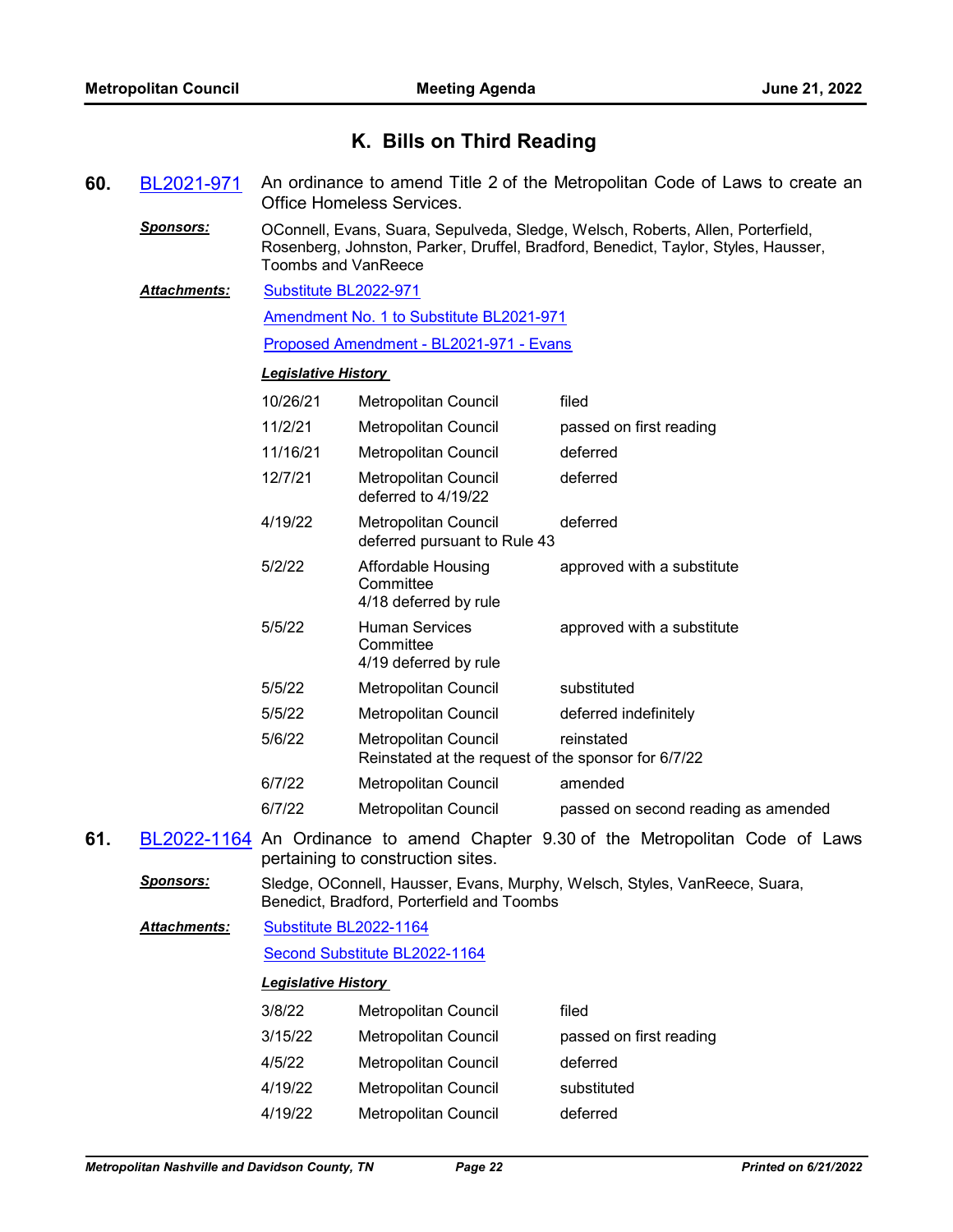## K. Bills on Third Reading

**60.** BL2021-971 An ordinance to amend Title 2 of the Metropolitan Code of Laws to create an Office Homeless Services.

***Sponsors:*** OConnell, Evans, Suara, Sepulveda, Sledge, Welsch, Roberts, Allen, Porterfield, Rosenberg, Johnston, Parker, Druffel, Bradford, Benedict, Taylor, Styles, Hausser, Toombs and VanReece

***Attachments:*** Substitute BL2022-971

Amendment No. 1 to Substitute BL2021-971

Proposed Amendment - BL2021-971 - Evans

***Legislative History***

| Date | Body | Action |
|---|---|---|
| 10/26/21 | Metropolitan Council | filed |
| 11/2/21 | Metropolitan Council | passed on first reading |
| 11/16/21 | Metropolitan Council | deferred |
| 12/7/21 | Metropolitan Council deferred to 4/19/22 | deferred |
| 4/19/22 | Metropolitan Council deferred pursuant to Rule 43 | deferred |
| 5/2/22 | Affordable Housing Committee 4/18 deferred by rule | approved with a substitute |
| 5/5/22 | Human Services Committee 4/19 deferred by rule | approved with a substitute |
| 5/5/22 | Metropolitan Council | substituted |
| 5/5/22 | Metropolitan Council | deferred indefinitely |
| 5/6/22 | Metropolitan Council Reinstated at the request of the sponsor for 6/7/22 | reinstated |
| 6/7/22 | Metropolitan Council | amended |
| 6/7/22 | Metropolitan Council | passed on second reading as amended |

**61.** BL2022-1164 An Ordinance to amend Chapter 9.30 of the Metropolitan Code of Laws pertaining to construction sites.

***Sponsors:*** Sledge, OConnell, Hausser, Evans, Murphy, Welsch, Styles, VanReece, Suara, Benedict, Bradford, Porterfield and Toombs

***Attachments:*** Substitute BL2022-1164

Second Substitute BL2022-1164

***Legislative History***

| Date | Body | Action |
|---|---|---|
| 3/8/22 | Metropolitan Council | filed |
| 3/15/22 | Metropolitan Council | passed on first reading |
| 4/5/22 | Metropolitan Council | deferred |
| 4/19/22 | Metropolitan Council | substituted |
| 4/19/22 | Metropolitan Council | deferred |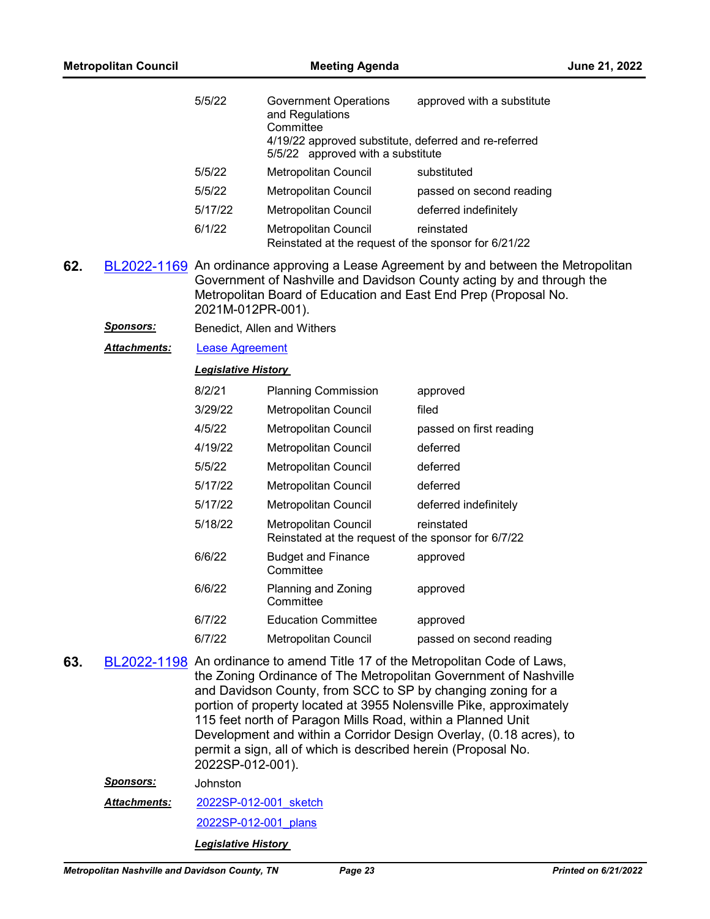| | | |
|---|---|---|
| 5/5/22 | Government Operations and Regulations Committee | approved with a substitute |
| | 4/19/22 approved substitute, deferred and re-referred<br>5/5/22 approved with a substitute | |
| 5/5/22 | Metropolitan Council | substituted |
| 5/5/22 | Metropolitan Council | passed on second reading |
| 5/17/22 | Metropolitan Council | deferred indefinitely |
| 6/1/22 | Metropolitan Council | reinstated |
| | Reinstated at the request of the sponsor for 6/21/22 | |

**62.** BL2022-1169 An ordinance approving a Lease Agreement by and between the Metropolitan Government of Nashville and Davidson County acting by and through the Metropolitan Board of Education and East End Prep (Proposal No. 2021M-012PR-001).

***Sponsors:*** Benedict, Allen and Withers

***Attachments:*** Lease Agreement

***Legislative History***

| | | |
|---|---|---|
| 8/2/21 | Planning Commission | approved |
| 3/29/22 | Metropolitan Council | filed |
| 4/5/22 | Metropolitan Council | passed on first reading |
| 4/19/22 | Metropolitan Council | deferred |
| 5/5/22 | Metropolitan Council | deferred |
| 5/17/22 | Metropolitan Council | deferred |
| 5/17/22 | Metropolitan Council | deferred indefinitely |
| 5/18/22 | Metropolitan Council | reinstated |
| | Reinstated at the request of the sponsor for 6/7/22 | |
| 6/6/22 | Budget and Finance Committee | approved |
| 6/6/22 | Planning and Zoning Committee | approved |
| 6/7/22 | Education Committee | approved |
| 6/7/22 | Metropolitan Council | passed on second reading |

**63.** BL2022-1198 An ordinance to amend Title 17 of the Metropolitan Code of Laws, the Zoning Ordinance of The Metropolitan Government of Nashville and Davidson County, from SCC to SP by changing zoning for a portion of property located at 3955 Nolensville Pike, approximately 115 feet north of Paragon Mills Road, within a Planned Unit Development and within a Corridor Design Overlay, (0.18 acres), to permit a sign, all of which is described herein (Proposal No. 2022SP-012-001).

***Sponsors:*** Johnston

***Attachments:*** 2022SP-012-001_sketch

2022SP-012-001_plans

***Legislative History***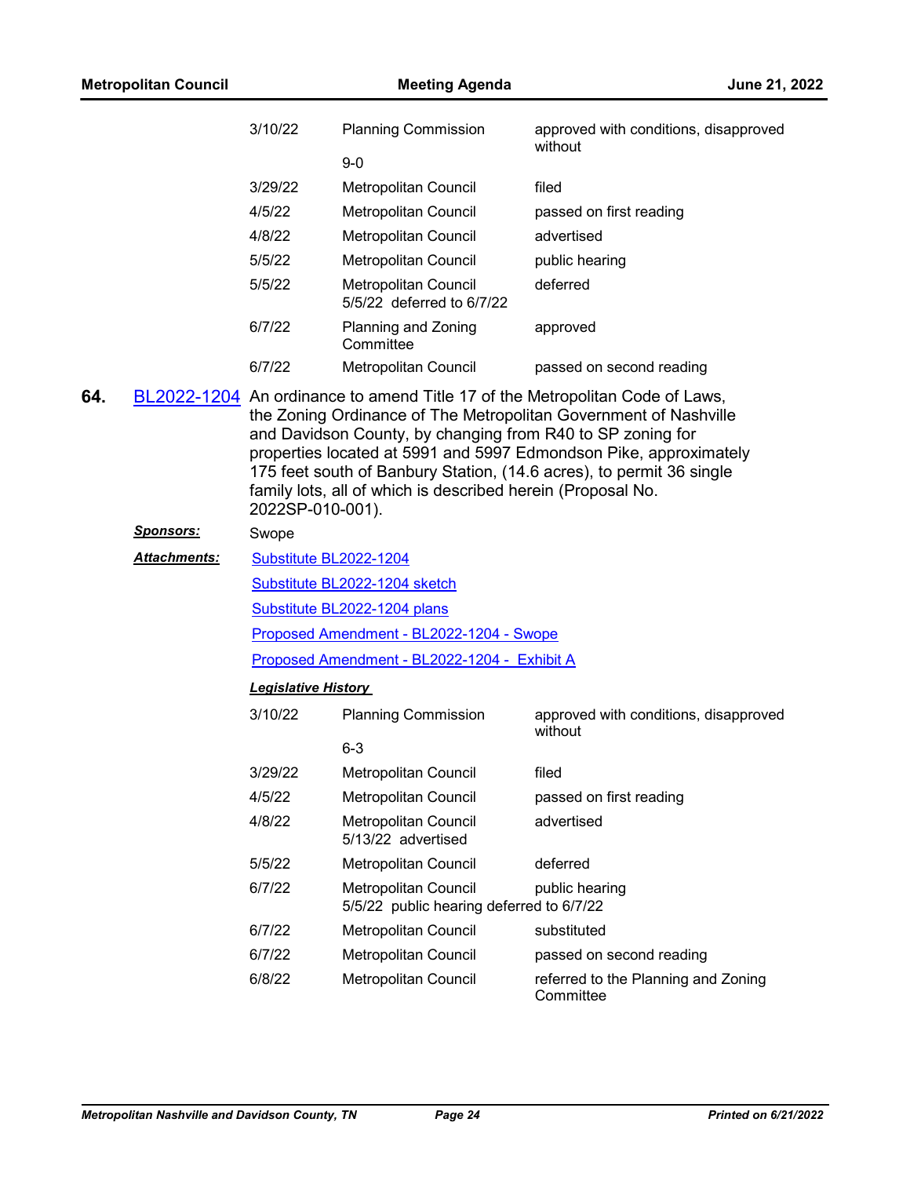| | | |
|---|---|---|
| 3/10/22 | Planning Commission<br>9-0 | approved with conditions, disapproved without |
| 3/29/22 | Metropolitan Council | filed |
| 4/5/22 | Metropolitan Council | passed on first reading |
| 4/8/22 | Metropolitan Council | advertised |
| 5/5/22 | Metropolitan Council | public hearing |
| 5/5/22 | Metropolitan Council<br>5/5/22 deferred to 6/7/22 | deferred |
| 6/7/22 | Planning and Zoning Committee | approved |
| 6/7/22 | Metropolitan Council | passed on second reading |

**64.** BL2022-1204 An ordinance to amend Title 17 of the Metropolitan Code of Laws, the Zoning Ordinance of The Metropolitan Government of Nashville and Davidson County, by changing from R40 to SP zoning for properties located at 5991 and 5997 Edmondson Pike, approximately 175 feet south of Banbury Station, (14.6 acres), to permit 36 single family lots, all of which is described herein (Proposal No. 2022SP-010-001).

***Sponsors:*** Swope

***Attachments:*** Substitute BL2022-1204

Substitute BL2022-1204 sketch

Substitute BL2022-1204 plans

Proposed Amendment - BL2022-1204 - Swope

Proposed Amendment - BL2022-1204 - Exhibit A

***Legislative History***

| | | |
|---|---|---|
| 3/10/22 | Planning Commission<br>6-3 | approved with conditions, disapproved without |
| 3/29/22 | Metropolitan Council | filed |
| 4/5/22 | Metropolitan Council | passed on first reading |
| 4/8/22 | Metropolitan Council<br>5/13/22 advertised | advertised |
| 5/5/22 | Metropolitan Council | deferred |
| 6/7/22 | Metropolitan Council<br>5/5/22 public hearing deferred to 6/7/22 | public hearing |
| 6/7/22 | Metropolitan Council | substituted |
| 6/7/22 | Metropolitan Council | passed on second reading |
| 6/8/22 | Metropolitan Council | referred to the Planning and Zoning Committee |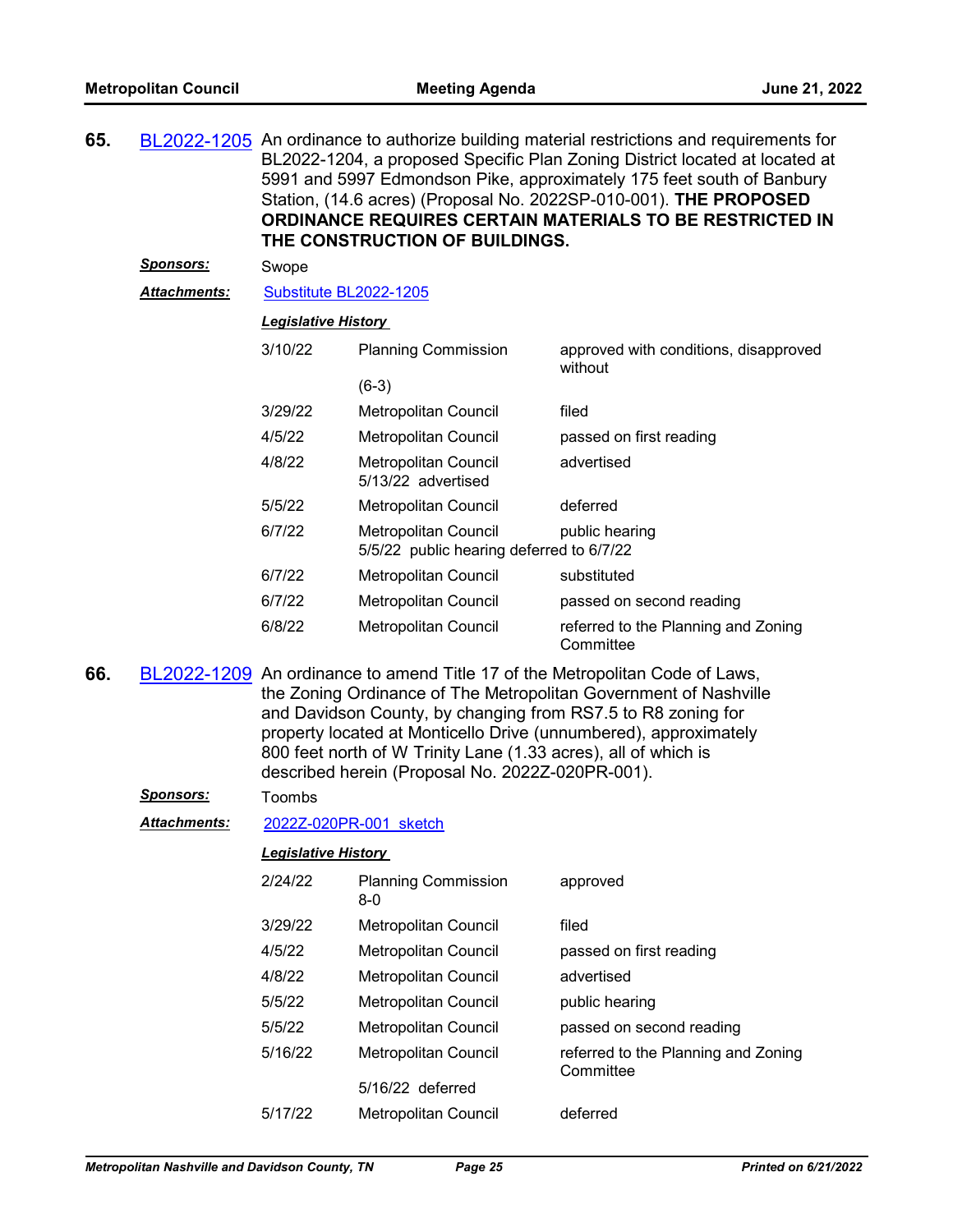**65.** BL2022-1205 An ordinance to authorize building material restrictions and requirements for BL2022-1204, a proposed Specific Plan Zoning District located at located at 5991 and 5997 Edmondson Pike, approximately 175 feet south of Banbury Station, (14.6 acres) (Proposal No. 2022SP-010-001). **THE PROPOSED ORDINANCE REQUIRES CERTAIN MATERIALS TO BE RESTRICTED IN THE CONSTRUCTION OF BUILDINGS.**

***Sponsors:*** Swope

***Attachments:*** Substitute BL2022-1205

***Legislative History***

| Date | Body | Action |
|---|---|---|
| 3/10/22 | Planning Commission (6-3) | approved with conditions, disapproved without |
| 3/29/22 | Metropolitan Council | filed |
| 4/5/22 | Metropolitan Council | passed on first reading |
| 4/8/22 | Metropolitan Council 5/13/22 advertised | advertised |
| 5/5/22 | Metropolitan Council | deferred |
| 6/7/22 | Metropolitan Council 5/5/22 public hearing deferred to 6/7/22 | public hearing |
| 6/7/22 | Metropolitan Council | substituted |
| 6/7/22 | Metropolitan Council | passed on second reading |
| 6/8/22 | Metropolitan Council | referred to the Planning and Zoning Committee |

**66.** BL2022-1209 An ordinance to amend Title 17 of the Metropolitan Code of Laws, the Zoning Ordinance of The Metropolitan Government of Nashville and Davidson County, by changing from RS7.5 to R8 zoning for property located at Monticello Drive (unnumbered), approximately 800 feet north of W Trinity Lane (1.33 acres), all of which is described herein (Proposal No. 2022Z-020PR-001).

***Sponsors:*** Toombs

***Attachments:*** 2022Z-020PR-001 sketch

***Legislative History***

| Date | Body | Action |
|---|---|---|
| 2/24/22 | Planning Commission 8-0 | approved |
| 3/29/22 | Metropolitan Council | filed |
| 4/5/22 | Metropolitan Council | passed on first reading |
| 4/8/22 | Metropolitan Council | advertised |
| 5/5/22 | Metropolitan Council | public hearing |
| 5/5/22 | Metropolitan Council | passed on second reading |
| 5/16/22 | Metropolitan Council 5/16/22 deferred | referred to the Planning and Zoning Committee |
| 5/17/22 | Metropolitan Council | deferred |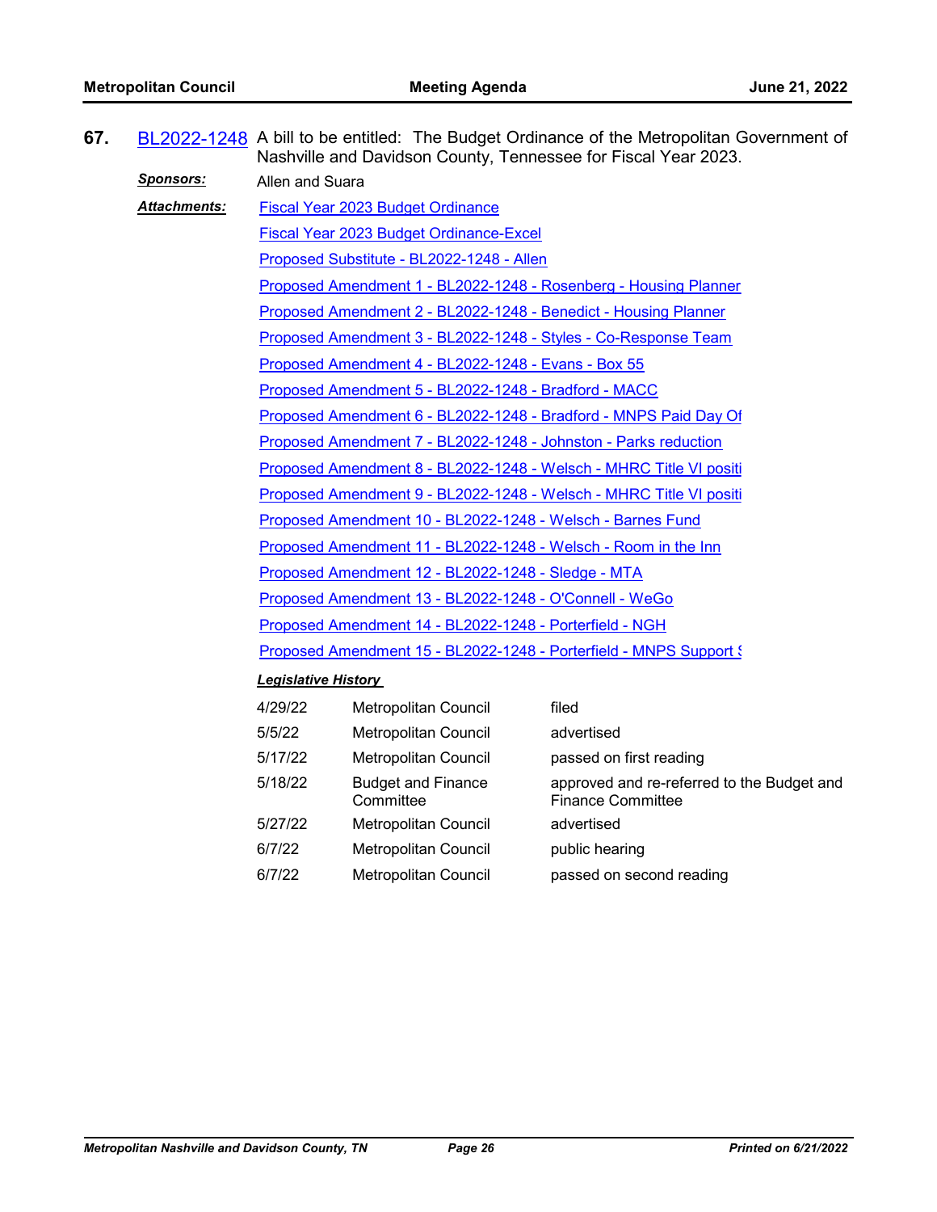**67.** BL2022-1248 A bill to be entitled: The Budget Ordinance of the Metropolitan Government of Nashville and Davidson County, Tennessee for Fiscal Year 2023.

***Sponsors:*** Allen and Suara

***Attachments:***
- Fiscal Year 2023 Budget Ordinance
- Fiscal Year 2023 Budget Ordinance-Excel
- Proposed Substitute - BL2022-1248 - Allen
- Proposed Amendment 1 - BL2022-1248 - Rosenberg - Housing Planner
- Proposed Amendment 2 - BL2022-1248 - Benedict - Housing Planner
- Proposed Amendment 3 - BL2022-1248 - Styles - Co-Response Team
- Proposed Amendment 4 - BL2022-1248 - Evans - Box 55
- Proposed Amendment 5 - BL2022-1248 - Bradford - MACC
- Proposed Amendment 6 - BL2022-1248 - Bradford - MNPS Paid Day Of
- Proposed Amendment 7 - BL2022-1248 - Johnston - Parks reduction
- Proposed Amendment 8 - BL2022-1248 - Welsch - MHRC Title VI positi
- Proposed Amendment 9 - BL2022-1248 - Welsch - MHRC Title VI positi
- Proposed Amendment 10 - BL2022-1248 - Welsch - Barnes Fund
- Proposed Amendment 11 - BL2022-1248 - Welsch - Room in the Inn
- Proposed Amendment 12 - BL2022-1248 - Sledge - MTA
- Proposed Amendment 13 - BL2022-1248 - O'Connell - WeGo
- Proposed Amendment 14 - BL2022-1248 - Porterfield - NGH
- Proposed Amendment 15 - BL2022-1248 - Porterfield - MNPS Support S

***Legislative History***

| | | |
|---|---|---|
| 4/29/22 | Metropolitan Council | filed |
| 5/5/22 | Metropolitan Council | advertised |
| 5/17/22 | Metropolitan Council | passed on first reading |
| 5/18/22 | Budget and Finance Committee | approved and re-referred to the Budget and Finance Committee |
| 5/27/22 | Metropolitan Council | advertised |
| 6/7/22 | Metropolitan Council | public hearing |
| 6/7/22 | Metropolitan Council | passed on second reading |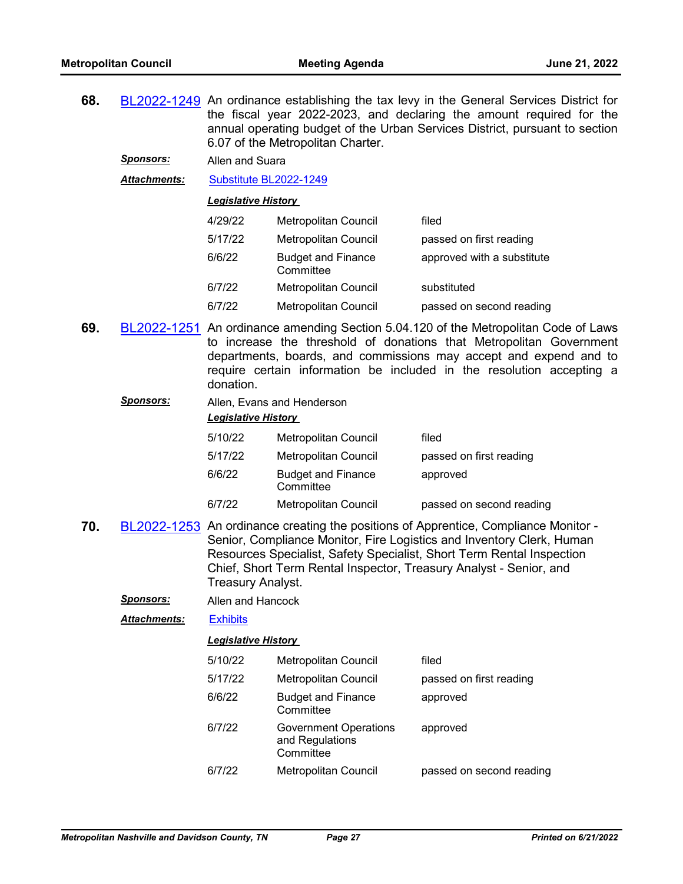**68.** BL2022-1249 An ordinance establishing the tax levy in the General Services District for the fiscal year 2022-2023, and declaring the amount required for the annual operating budget of the Urban Services District, pursuant to section 6.07 of the Metropolitan Charter.

***Sponsors:*** Allen and Suara

***Attachments:*** Substitute BL2022-1249

***Legislative History***

| Date | Body | Action |
|---|---|---|
| 4/29/22 | Metropolitan Council | filed |
| 5/17/22 | Metropolitan Council | passed on first reading |
| 6/6/22 | Budget and Finance Committee | approved with a substitute |
| 6/7/22 | Metropolitan Council | substituted |
| 6/7/22 | Metropolitan Council | passed on second reading |

**69.** BL2022-1251 An ordinance amending Section 5.04.120 of the Metropolitan Code of Laws to increase the threshold of donations that Metropolitan Government departments, boards, and commissions may accept and expend and to require certain information be included in the resolution accepting a donation.

***Sponsors:*** Allen, Evans and Henderson

***Legislative History***

| Date | Body | Action |
|---|---|---|
| 5/10/22 | Metropolitan Council | filed |
| 5/17/22 | Metropolitan Council | passed on first reading |
| 6/6/22 | Budget and Finance Committee | approved |
| 6/7/22 | Metropolitan Council | passed on second reading |

**70.** BL2022-1253 An ordinance creating the positions of Apprentice, Compliance Monitor - Senior, Compliance Monitor, Fire Logistics and Inventory Clerk, Human Resources Specialist, Safety Specialist, Short Term Rental Inspection Chief, Short Term Rental Inspector, Treasury Analyst - Senior, and Treasury Analyst.

***Sponsors:*** Allen and Hancock

***Attachments:*** Exhibits

***Legislative History***

| Date | Body | Action |
|---|---|---|
| 5/10/22 | Metropolitan Council | filed |
| 5/17/22 | Metropolitan Council | passed on first reading |
| 6/6/22 | Budget and Finance Committee | approved |
| 6/7/22 | Government Operations and Regulations Committee | approved |
| 6/7/22 | Metropolitan Council | passed on second reading |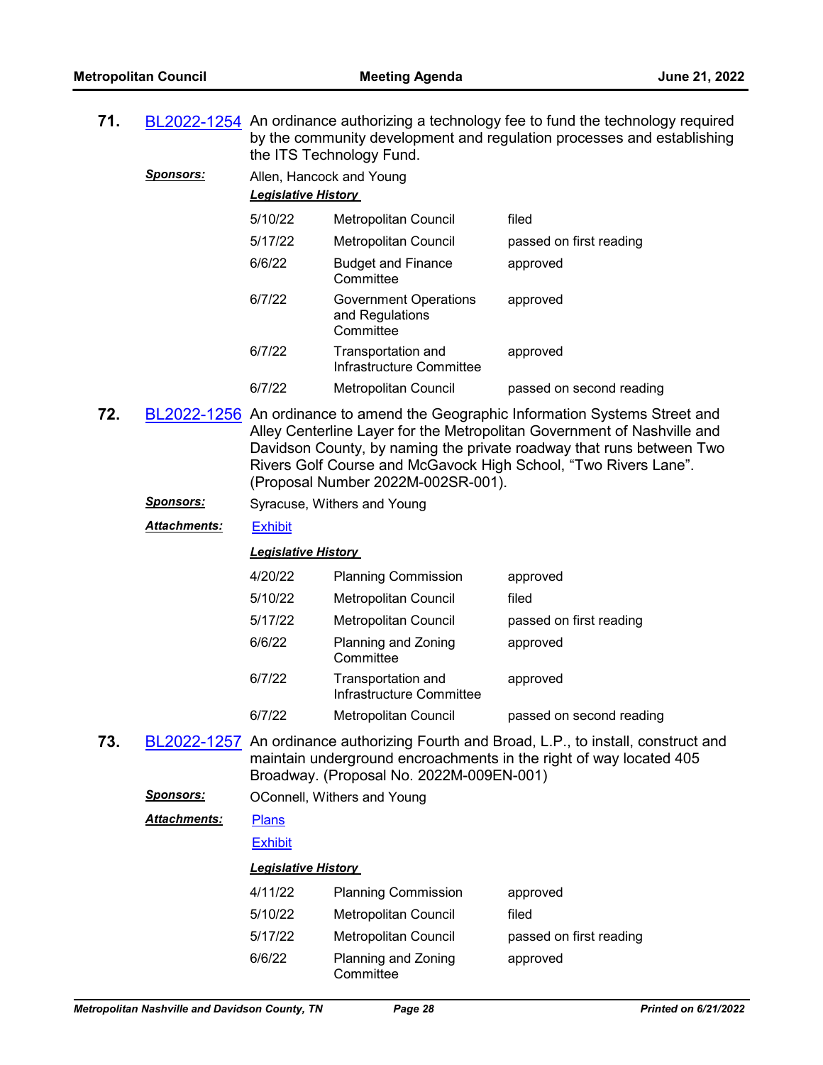**71.** BL2022-1254 An ordinance authorizing a technology fee to fund the technology required by the community development and regulation processes and establishing the ITS Technology Fund.

***Sponsors:*** Allen, Hancock and Young

***Legislative History***

| | | |
|---|---|---|
| 5/10/22 | Metropolitan Council | filed |
| 5/17/22 | Metropolitan Council | passed on first reading |
| 6/6/22 | Budget and Finance Committee | approved |
| 6/7/22 | Government Operations and Regulations Committee | approved |
| 6/7/22 | Transportation and Infrastructure Committee | approved |
| 6/7/22 | Metropolitan Council | passed on second reading |

**72.** BL2022-1256 An ordinance to amend the Geographic Information Systems Street and Alley Centerline Layer for the Metropolitan Government of Nashville and Davidson County, by naming the private roadway that runs between Two Rivers Golf Course and McGavock High School, "Two Rivers Lane". (Proposal Number 2022M-002SR-001).

***Sponsors:*** Syracuse, Withers and Young

***Attachments:*** Exhibit

***Legislative History***

| | | |
|---|---|---|
| 4/20/22 | Planning Commission | approved |
| 5/10/22 | Metropolitan Council | filed |
| 5/17/22 | Metropolitan Council | passed on first reading |
| 6/6/22 | Planning and Zoning Committee | approved |
| 6/7/22 | Transportation and Infrastructure Committee | approved |
| 6/7/22 | Metropolitan Council | passed on second reading |

**73.** BL2022-1257 An ordinance authorizing Fourth and Broad, L.P., to install, construct and maintain underground encroachments in the right of way located 405 Broadway. (Proposal No. 2022M-009EN-001)

***Sponsors:*** OConnell, Withers and Young

***Attachments:*** Plans

Exhibit

***Legislative History***

| | | |
|---|---|---|
| 4/11/22 | Planning Commission | approved |
| 5/10/22 | Metropolitan Council | filed |
| 5/17/22 | Metropolitan Council | passed on first reading |
| 6/6/22 | Planning and Zoning Committee | approved |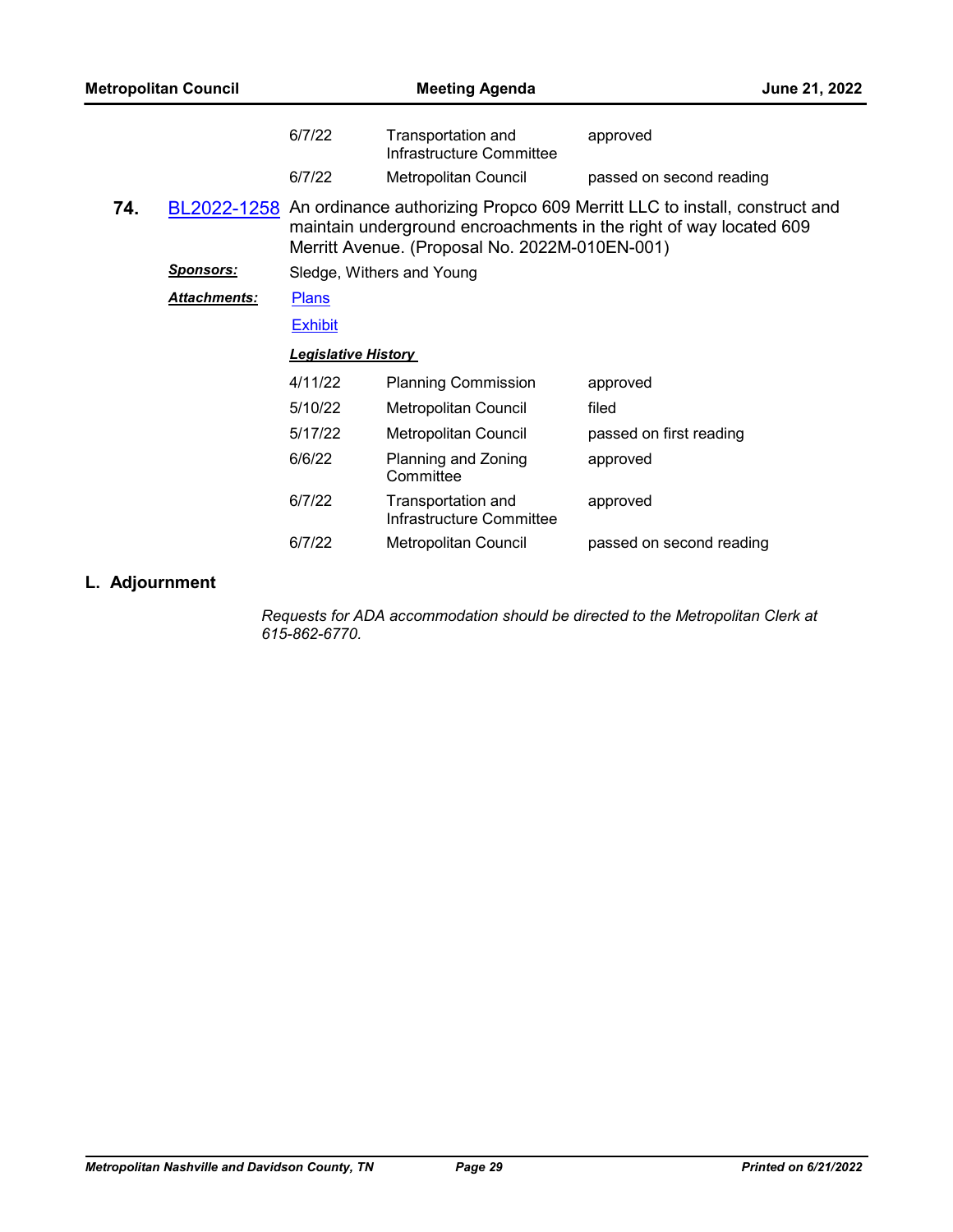| | | |
|---|---|---|
| 6/7/22 | Transportation and Infrastructure Committee | approved |
| 6/7/22 | Metropolitan Council | passed on second reading |

**74.** BL2022-1258 An ordinance authorizing Propco 609 Merritt LLC to install, construct and maintain underground encroachments in the right of way located 609 Merritt Avenue. (Proposal No. 2022M-010EN-001)

***Sponsors:*** Sledge, Withers and Young

***Attachments:*** Plans

Exhibit

***Legislative History***

| | | |
|---|---|---|
| 4/11/22 | Planning Commission | approved |
| 5/10/22 | Metropolitan Council | filed |
| 5/17/22 | Metropolitan Council | passed on first reading |
| 6/6/22 | Planning and Zoning Committee | approved |
| 6/7/22 | Transportation and Infrastructure Committee | approved |
| 6/7/22 | Metropolitan Council | passed on second reading |

## L. Adjournment

*Requests for ADA accommodation should be directed to the Metropolitan Clerk at 615-862-6770.*